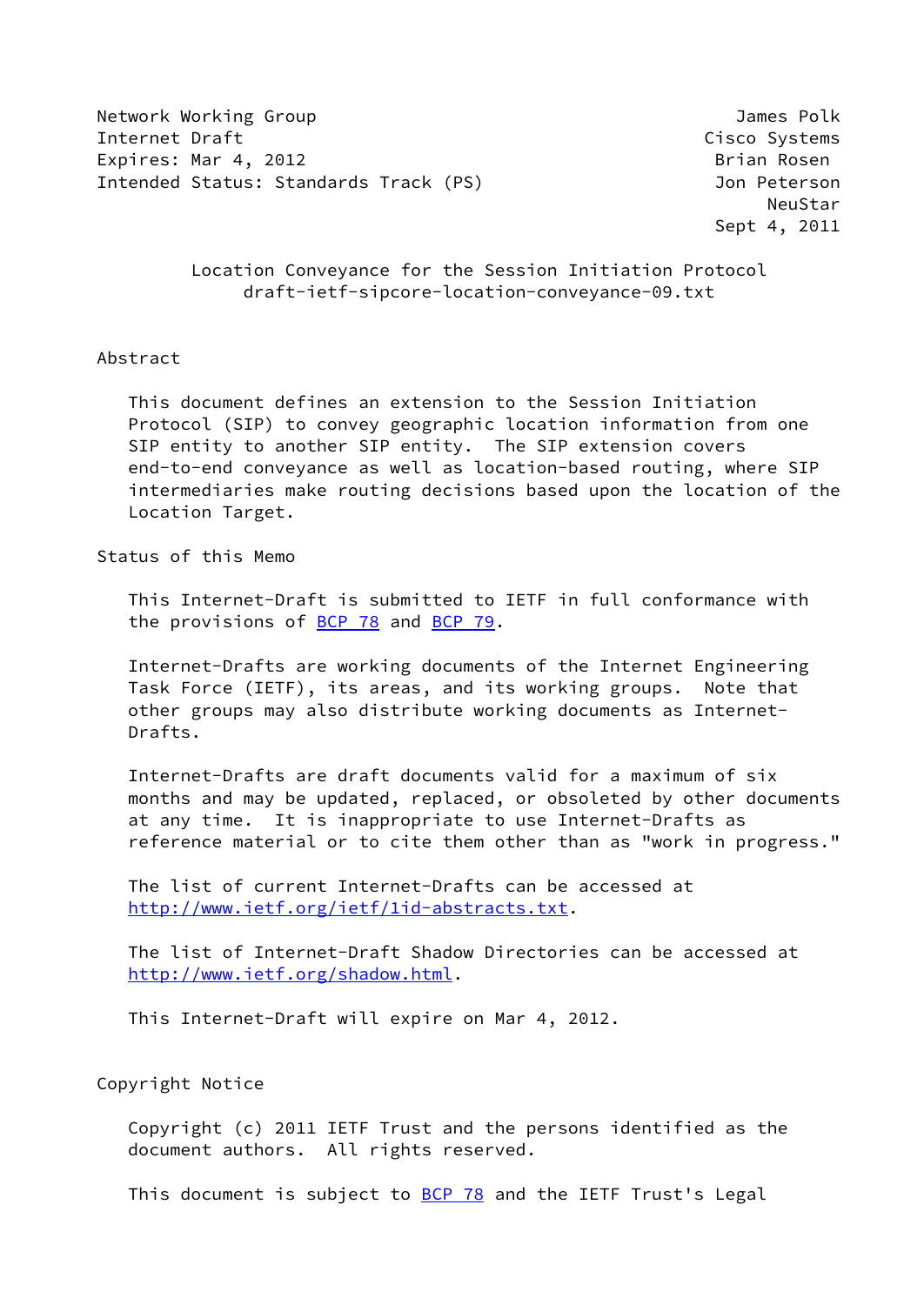Network Working Group James Polk
Internet Draft Cisco Systems
Expires: Mar 4, 2012 Brian Rosen
Intended Status: Standards Track (PS) Jon Peterson
NeuStar
Sept 4, 2011

# Location Conveyance for the Session Initiation Protocol
draft-ietf-sipcore-location-conveyance-09.txt

## Abstract

This document defines an extension to the Session Initiation Protocol (SIP) to convey geographic location information from one SIP entity to another SIP entity. The SIP extension covers end-to-end conveyance as well as location-based routing, where SIP intermediaries make routing decisions based upon the location of the Location Target.

## Status of this Memo

This Internet-Draft is submitted to IETF in full conformance with the provisions of BCP 78 and BCP 79.

Internet-Drafts are working documents of the Internet Engineering Task Force (IETF), its areas, and its working groups. Note that other groups may also distribute working documents as Internet-Drafts.

Internet-Drafts are draft documents valid for a maximum of six months and may be updated, replaced, or obsoleted by other documents at any time. It is inappropriate to use Internet-Drafts as reference material or to cite them other than as "work in progress."

The list of current Internet-Drafts can be accessed at http://www.ietf.org/ietf/1id-abstracts.txt.

The list of Internet-Draft Shadow Directories can be accessed at http://www.ietf.org/shadow.html.

This Internet-Draft will expire on Mar 4, 2012.

## Copyright Notice

Copyright (c) 2011 IETF Trust and the persons identified as the document authors. All rights reserved.

This document is subject to BCP 78 and the IETF Trust's Legal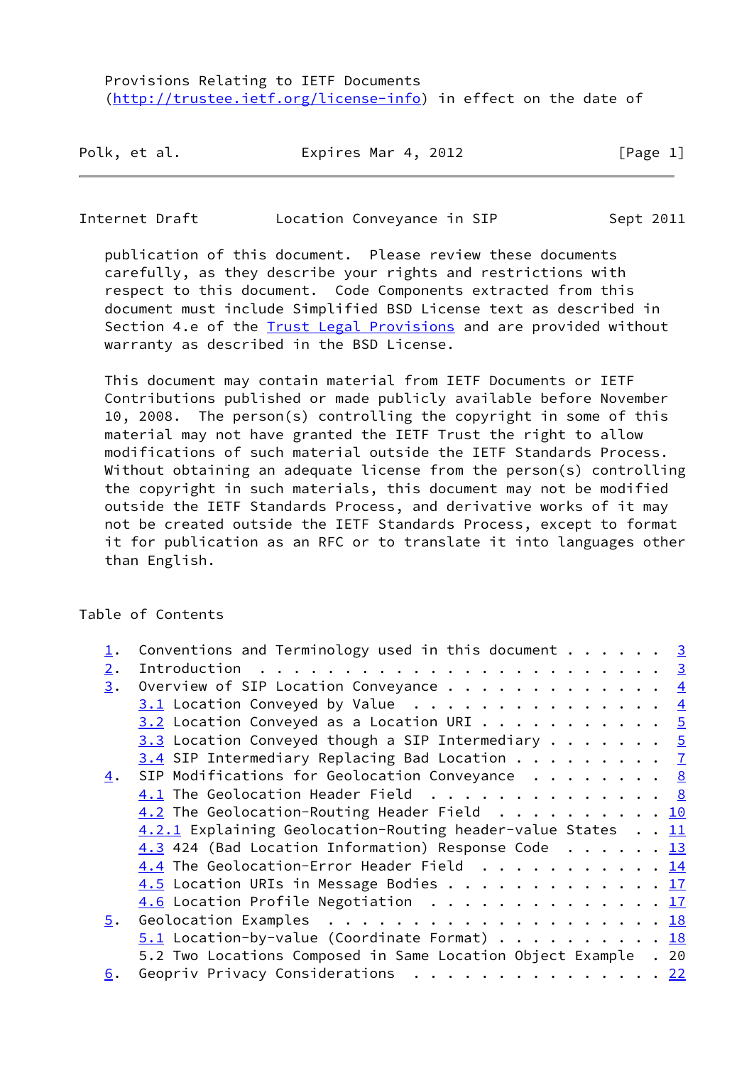Provisions Relating to IETF Documents
(http://trustee.ietf.org/license-info) in effect on the date of

publication of this document. Please review these documents carefully, as they describe your rights and restrictions with respect to this document. Code Components extracted from this document must include Simplified BSD License text as described in Section 4.e of the Trust Legal Provisions and are provided without warranty as described in the BSD License.

This document may contain material from IETF Documents or IETF Contributions published or made publicly available before November 10, 2008. The person(s) controlling the copyright in some of this material may not have granted the IETF Trust the right to allow modifications of such material outside the IETF Standards Process. Without obtaining an adequate license from the person(s) controlling the copyright in such materials, this document may not be modified outside the IETF Standards Process, and derivative works of it may not be created outside the IETF Standards Process, except to format it for publication as an RFC or to translate it into languages other than English.

Table of Contents

```
1.  Conventions and Terminology used in this document . . . . . .  3
2.  Introduction  . . . . . . . . . . . . . . . . . . . . . . . .  3
3.  Overview of SIP Location Conveyance . . . . . . . . . . . . .  4
    3.1 Location Conveyed by Value  . . . . . . . . . . . . . . .  4
    3.2 Location Conveyed as a Location URI . . . . . . . . . . .  5
    3.3 Location Conveyed though a SIP Intermediary . . . . . . .  5
    3.4 SIP Intermediary Replacing Bad Location . . . . . . . . .  7
4.  SIP Modifications for Geolocation Conveyance  . . . . . . . .  8
    4.1 The Geolocation Header Field  . . . . . . . . . . . . . .  8
    4.2 The Geolocation-Routing Header Field  . . . . . . . . . . 10
    4.2.1 Explaining Geolocation-Routing header-value States  . . 11
    4.3 424 (Bad Location Information) Response Code  . . . . . . 13
    4.4 The Geolocation-Error Header Field  . . . . . . . . . . . 14
    4.5 Location URIs in Message Bodies . . . . . . . . . . . . . 17
    4.6 Location Profile Negotiation  . . . . . . . . . . . . . . 17
5.  Geolocation Examples  . . . . . . . . . . . . . . . . . . . . 18
    5.1 Location-by-value (Coordinate Format) . . . . . . . . . . 18
    5.2 Two Locations Composed in Same Location Object Example  . 20
6.  Geopriv Privacy Considerations  . . . . . . . . . . . . . . . 22
```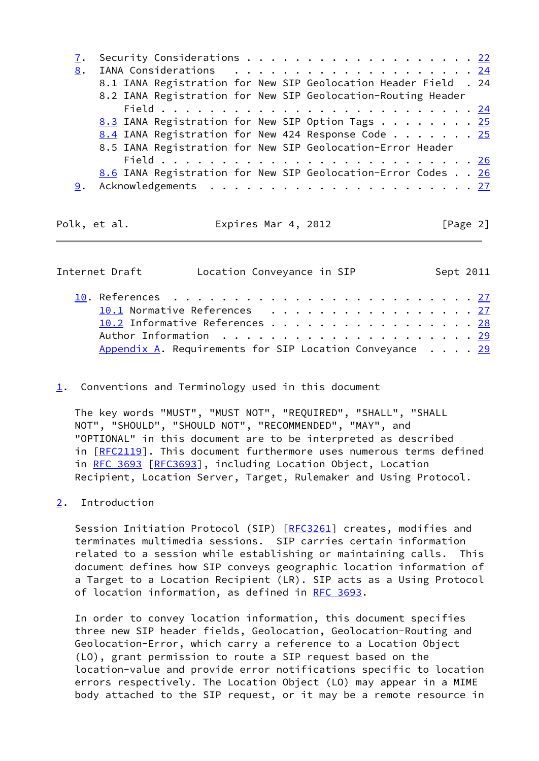7. Security Considerations . . . . . . . . . . . . . . . . . . . 22
8. IANA Considerations . . . . . . . . . . . . . . . . . . . . . 24
   8.1 IANA Registration for New SIP Geolocation Header Field . 24
   8.2 IANA Registration for New SIP Geolocation-Routing Header Field . . . . . . . . . . . . . . . . . . . . . . . . . 24
   8.3 IANA Registration for New SIP Option Tags . . . . . . . . 25
   8.4 IANA Registration for New 424 Response Code . . . . . . . 25
   8.5 IANA Registration for New SIP Geolocation-Error Header Field . . . . . . . . . . . . . . . . . . . . . . . . . 26
   8.6 IANA Registration for New SIP Geolocation-Error Codes . . 26
9. Acknowledgements . . . . . . . . . . . . . . . . . . . . . . 27
10. References . . . . . . . . . . . . . . . . . . . . . . . . . 27
   10.1 Normative References . . . . . . . . . . . . . . . . . 27
   10.2 Informative References . . . . . . . . . . . . . . . . 28
   Author Information . . . . . . . . . . . . . . . . . . . . . 29
   Appendix A. Requirements for SIP Location Conveyance . . . . 29

## 1. Conventions and Terminology used in this document

The key words "MUST", "MUST NOT", "REQUIRED", "SHALL", "SHALL NOT", "SHOULD", "SHOULD NOT", "RECOMMENDED", "MAY", and "OPTIONAL" in this document are to be interpreted as described in [RFC2119]. This document furthermore uses numerous terms defined in RFC 3693 [RFC3693], including Location Object, Location Recipient, Location Server, Target, Rulemaker and Using Protocol.

## 2. Introduction

Session Initiation Protocol (SIP) [RFC3261] creates, modifies and terminates multimedia sessions. SIP carries certain information related to a session while establishing or maintaining calls. This document defines how SIP conveys geographic location information of a Target to a Location Recipient (LR). SIP acts as a Using Protocol of location information, as defined in RFC 3693.

In order to convey location information, this document specifies three new SIP header fields, Geolocation, Geolocation-Routing and Geolocation-Error, which carry a reference to a Location Object (LO), grant permission to route a SIP request based on the location-value and provide error notifications specific to location errors respectively. The Location Object (LO) may appear in a MIME body attached to the SIP request, or it may be a remote resource in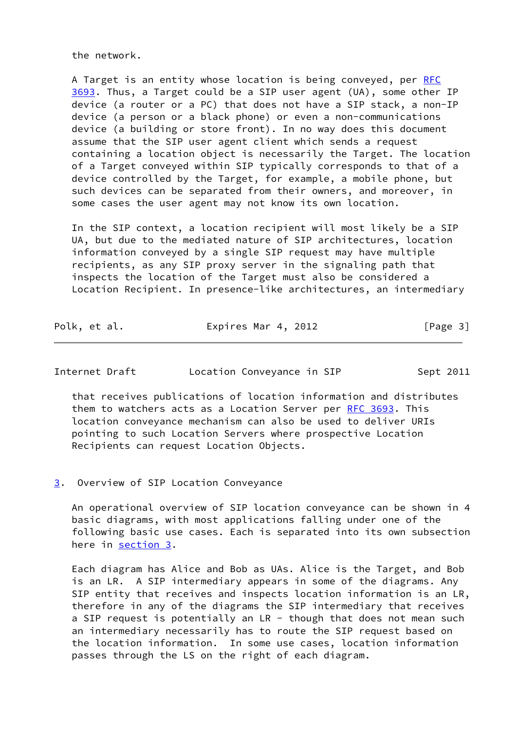the network.

A Target is an entity whose location is being conveyed, per RFC 3693. Thus, a Target could be a SIP user agent (UA), some other IP device (a router or a PC) that does not have a SIP stack, a non-IP device (a person or a black phone) or even a non-communications device (a building or store front). In no way does this document assume that the SIP user agent client which sends a request containing a location object is necessarily the Target. The location of a Target conveyed within SIP typically corresponds to that of a device controlled by the Target, for example, a mobile phone, but such devices can be separated from their owners, and moreover, in some cases the user agent may not know its own location.

In the SIP context, a location recipient will most likely be a SIP UA, but due to the mediated nature of SIP architectures, location information conveyed by a single SIP request may have multiple recipients, as any SIP proxy server in the signaling path that inspects the location of the Target must also be considered a Location Recipient. In presence-like architectures, an intermediary that receives publications of location information and distributes them to watchers acts as a Location Server per RFC 3693. This location conveyance mechanism can also be used to deliver URIs pointing to such Location Servers where prospective Location Recipients can request Location Objects.

## 3. Overview of SIP Location Conveyance

An operational overview of SIP location conveyance can be shown in 4 basic diagrams, with most applications falling under one of the following basic use cases. Each is separated into its own subsection here in section 3.

Each diagram has Alice and Bob as UAs. Alice is the Target, and Bob is an LR. A SIP intermediary appears in some of the diagrams. Any SIP entity that receives and inspects location information is an LR, therefore in any of the diagrams the SIP intermediary that receives a SIP request is potentially an LR - though that does not mean such an intermediary necessarily has to route the SIP request based on the location information. In some use cases, location information passes through the LS on the right of each diagram.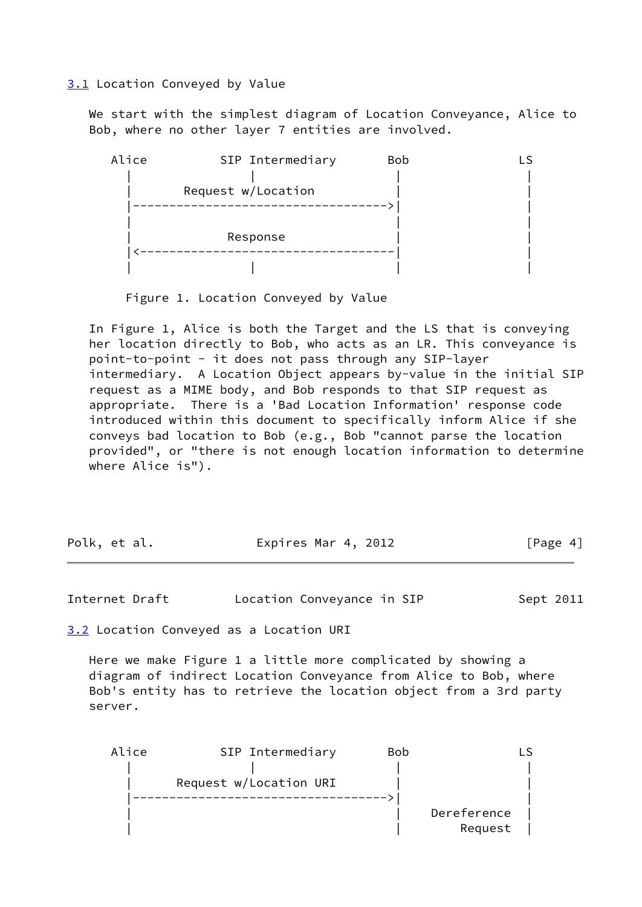## 3.1 Location Conveyed by Value

We start with the simplest diagram of Location Conveyance, Alice to Bob, where no other layer 7 entities are involved.

```
   Alice          SIP Intermediary       Bob              LS
     |                 |                  |                |
     |       Request w/Location           |                |
     |----------------------------------->|                |
     |                                    |                |
     |             Response               |                |
     |<-----------------------------------|                |
     |                 |                  |                |

      Figure 1. Location Conveyed by Value
```

In Figure 1, Alice is both the Target and the LS that is conveying her location directly to Bob, who acts as an LR. This conveyance is point-to-point - it does not pass through any SIP-layer intermediary. A Location Object appears by-value in the initial SIP request as a MIME body, and Bob responds to that SIP request as appropriate. There is a 'Bad Location Information' response code introduced within this document to specifically inform Alice if she conveys bad location to Bob (e.g., Bob "cannot parse the location provided", or "there is not enough location information to determine where Alice is").

## 3.2 Location Conveyed as a Location URI

Here we make Figure 1 a little more complicated by showing a diagram of indirect Location Conveyance from Alice to Bob, where Bob's entity has to retrieve the location object from a 3rd party server.

```
   Alice          SIP Intermediary       Bob              LS
     |                 |                  |                |
     |      Request w/Location URI        |                |
     |----------------------------------->|                |
     |                                    |    Dereference |
     |                                    |        Request |
```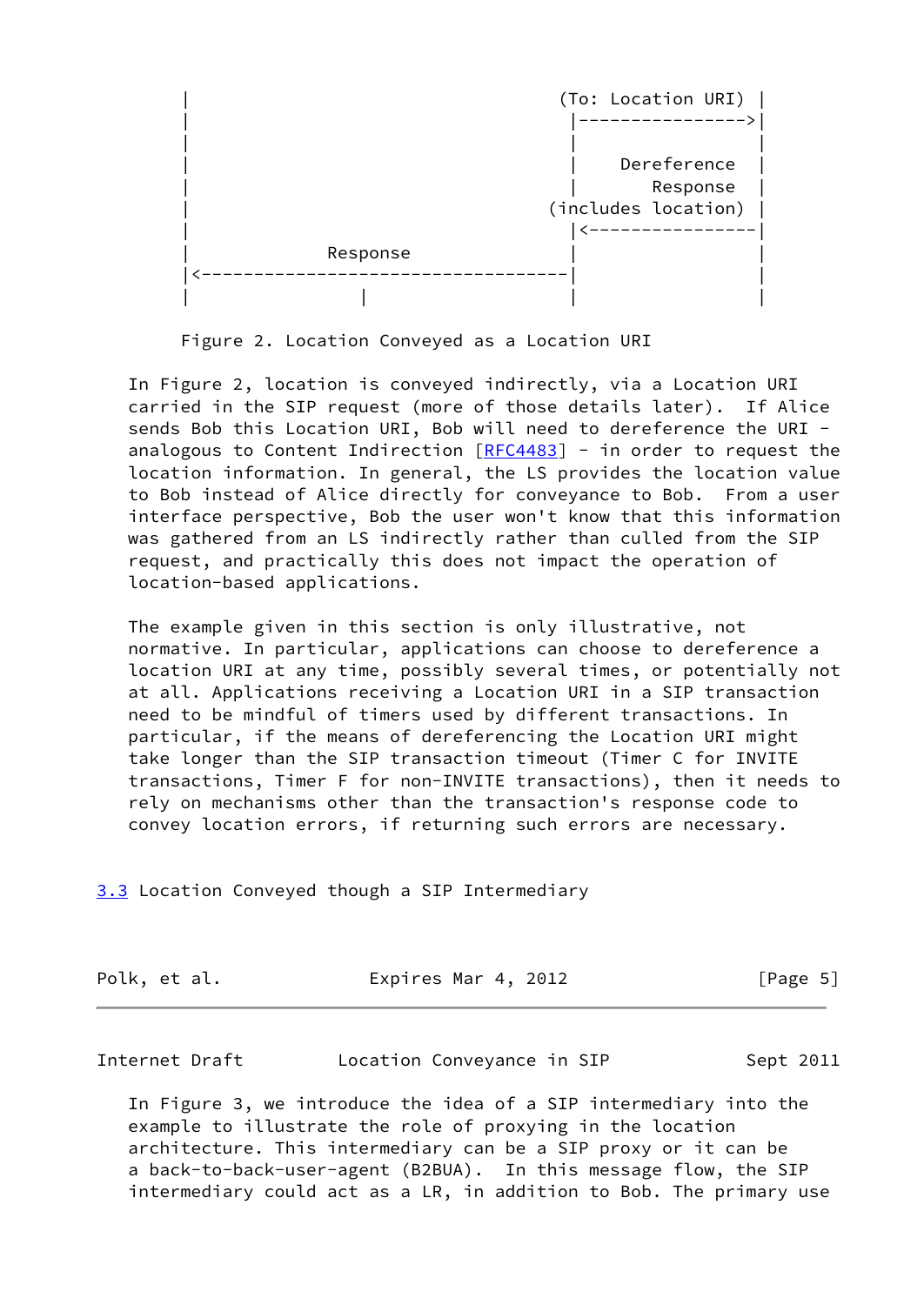```
      |                                   (To: Location URI) |
      |                                    |---------------->|
      |                                    |                 |
      |                                    |    Dereference  |
      |                                    |       Response  |
      |                                  (includes location) |
      |                                    |<----------------|
      |             Response               |                 |
      |<-----------------------------------|                 |
      |                 |                  |                 |
```

Figure 2. Location Conveyed as a Location URI

In Figure 2, location is conveyed indirectly, via a Location URI carried in the SIP request (more of those details later). If Alice sends Bob this Location URI, Bob will need to dereference the URI - analogous to Content Indirection [RFC4483] - in order to request the location information. In general, the LS provides the location value to Bob instead of Alice directly for conveyance to Bob. From a user interface perspective, Bob the user won't know that this information was gathered from an LS indirectly rather than culled from the SIP request, and practically this does not impact the operation of location-based applications.

The example given in this section is only illustrative, not normative. In particular, applications can choose to dereference a location URI at any time, possibly several times, or potentially not at all. Applications receiving a Location URI in a SIP transaction need to be mindful of timers used by different transactions. In particular, if the means of dereferencing the Location URI might take longer than the SIP transaction timeout (Timer C for INVITE transactions, Timer F for non-INVITE transactions), then it needs to rely on mechanisms other than the transaction's response code to convey location errors, if returning such errors are necessary.

### 3.3 Location Conveyed though a SIP Intermediary

In Figure 3, we introduce the idea of a SIP intermediary into the example to illustrate the role of proxying in the location architecture. This intermediary can be a SIP proxy or it can be a back-to-back-user-agent (B2BUA). In this message flow, the SIP intermediary could act as a LR, in addition to Bob. The primary use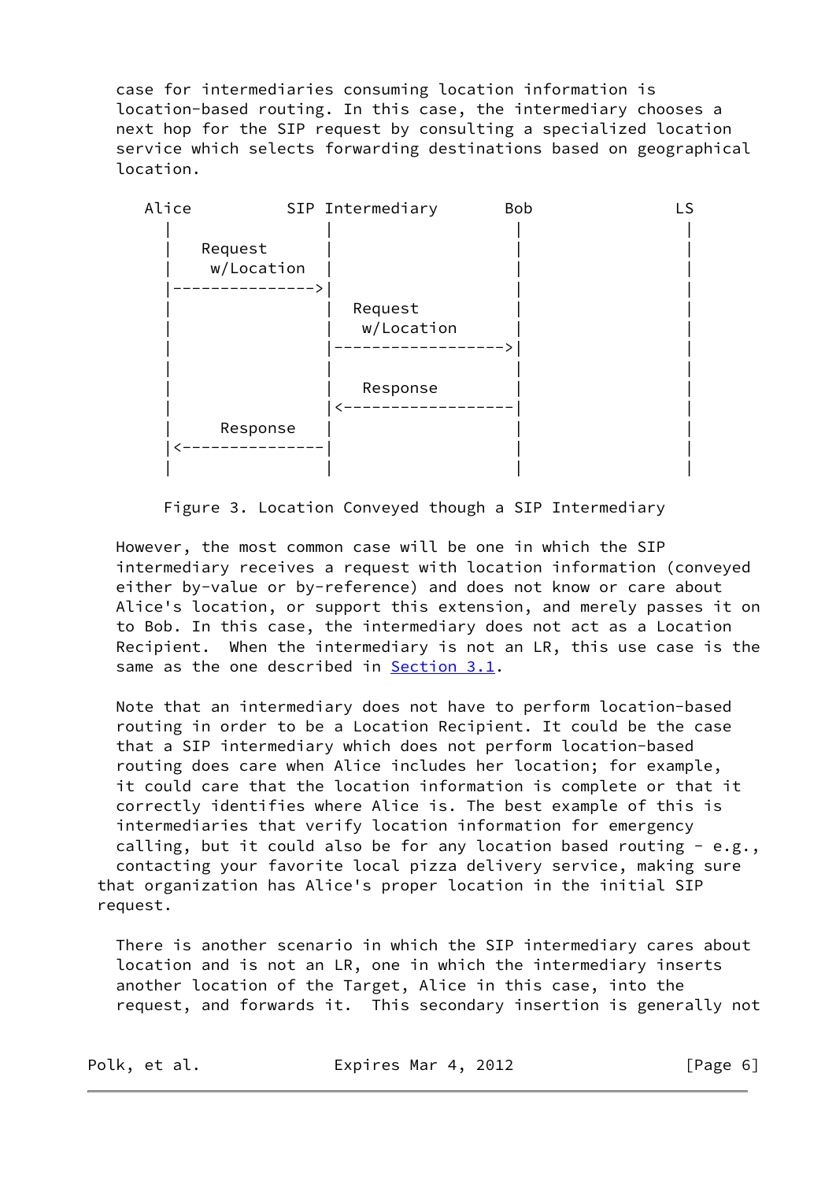case for intermediaries consuming location information is location-based routing. In this case, the intermediary chooses a next hop for the SIP request by consulting a specialized location service which selects forwarding destinations based on geographical location.

```
   Alice          SIP Intermediary       Bob              LS
     |                 |                   |                |
     |   Request       |                   |                |
     |    w/Location   |                   |                |
     |---------------->|                   |                |
     |                 |  Request          |                |
     |                 |   w/Location      |                |
     |                 |------------------>|                |
     |                 |                   |                |
     |                 |   Response        |                |
     |                 |<------------------|                |
     |     Response    |                   |                |
     |<----------------|                   |                |
     |                 |                   |                |
```

Figure 3. Location Conveyed though a SIP Intermediary

However, the most common case will be one in which the SIP intermediary receives a request with location information (conveyed either by-value or by-reference) and does not know or care about Alice's location, or support this extension, and merely passes it on to Bob. In this case, the intermediary does not act as a Location Recipient. When the intermediary is not an LR, this use case is the same as the one described in Section 3.1.

Note that an intermediary does not have to perform location-based routing in order to be a Location Recipient. It could be the case that a SIP intermediary which does not perform location-based routing does care when Alice includes her location; for example, it could care that the location information is complete or that it correctly identifies where Alice is. The best example of this is intermediaries that verify location information for emergency calling, but it could also be for any location based routing - e.g., contacting your favorite local pizza delivery service, making sure that organization has Alice's proper location in the initial SIP request.

There is another scenario in which the SIP intermediary cares about location and is not an LR, one in which the intermediary inserts another location of the Target, Alice in this case, into the request, and forwards it. This secondary insertion is generally not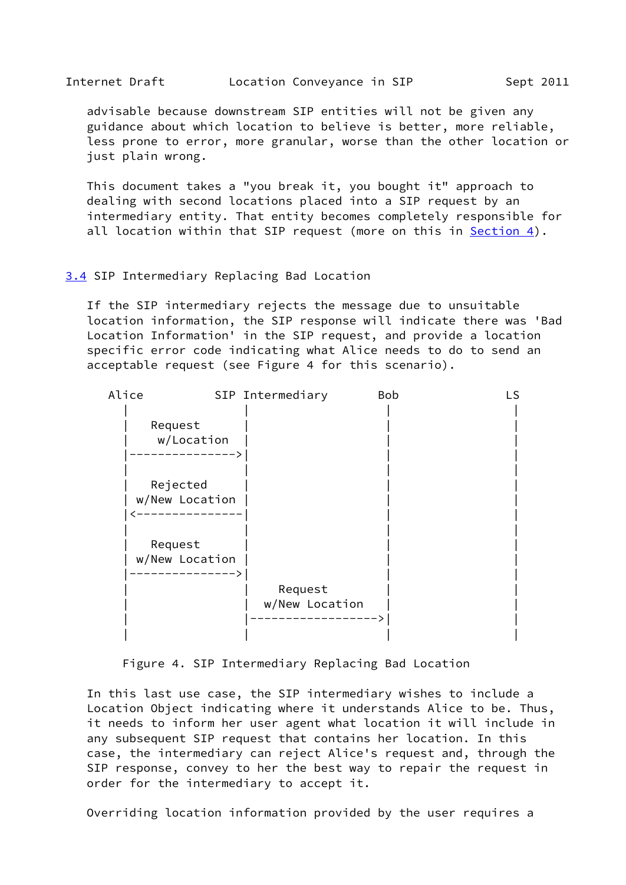advisable because downstream SIP entities will not be given any guidance about which location to believe is better, more reliable, less prone to error, more granular, worse than the other location or just plain wrong.

This document takes a "you break it, you bought it" approach to dealing with second locations placed into a SIP request by an intermediary entity. That entity becomes completely responsible for all location within that SIP request (more on this in Section 4).

### 3.4 SIP Intermediary Replacing Bad Location

If the SIP intermediary rejects the message due to unsuitable location information, the SIP response will indicate there was 'Bad Location Information' in the SIP request, and provide a location specific error code indicating what Alice needs to do to send an acceptable request (see Figure 4 for this scenario).

```
  Alice          SIP Intermediary       Bob               LS
    |                 |                  |                 |
    |   Request       |                  |                 |
    |    w/Location   |                  |                 |
    |---------------->|                  |                 |
    |                 |                  |                 |
    |   Rejected      |                  |                 |
    | w/New Location  |                  |                 |
    |<----------------|                  |                 |
    |                 |                  |                 |
    |   Request       |                  |                 |
    | w/New Location  |                  |                 |
    |---------------->|                  |                 |
    |                 |    Request       |                 |
    |                 |  w/New Location  |                 |
    |                 |----------------->|                 |
    |                 |                  |                 |
```

Figure 4. SIP Intermediary Replacing Bad Location

In this last use case, the SIP intermediary wishes to include a Location Object indicating where it understands Alice to be. Thus, it needs to inform her user agent what location it will include in any subsequent SIP request that contains her location. In this case, the intermediary can reject Alice's request and, through the SIP response, convey to her the best way to repair the request in order for the intermediary to accept it.

Overriding location information provided by the user requires a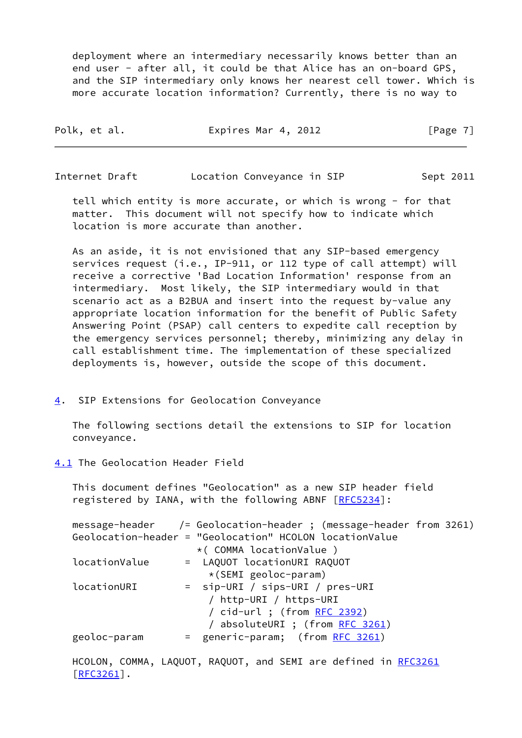deployment where an intermediary necessarily knows better than an end user - after all, it could be that Alice has an on-board GPS, and the SIP intermediary only knows her nearest cell tower. Which is more accurate location information? Currently, there is no way to tell which entity is more accurate, or which is wrong - for that matter. This document will not specify how to indicate which location is more accurate than another.

As an aside, it is not envisioned that any SIP-based emergency services request (i.e., IP-911, or 112 type of call attempt) will receive a corrective 'Bad Location Information' response from an intermediary. Most likely, the SIP intermediary would in that scenario act as a B2BUA and insert into the request by-value any appropriate location information for the benefit of Public Safety Answering Point (PSAP) call centers to expedite call reception by the emergency services personnel; thereby, minimizing any delay in call establishment time. The implementation of these specialized deployments is, however, outside the scope of this document.

## 4. SIP Extensions for Geolocation Conveyance

The following sections detail the extensions to SIP for location conveyance.

### 4.1 The Geolocation Header Field

This document defines "Geolocation" as a new SIP header field registered by IANA, with the following ABNF [RFC5234]:

```
message-header     /= Geolocation-header ; (message-header from 3261)
Geolocation-header = "Geolocation" HCOLON locationValue
                      *( COMMA locationValue )
locationValue      =  LAQUOT locationURI RAQUOT
                       *(SEMI geoloc-param)
locationURI        =  sip-URI / sips-URI / pres-URI
                       / http-URI / https-URI
                       / cid-url ; (from RFC 2392)
                       / absoluteURI ; (from RFC 3261)
geoloc-param       =  generic-param;  (from RFC 3261)
```

HCOLON, COMMA, LAQUOT, RAQUOT, and SEMI are defined in RFC3261 [RFC3261].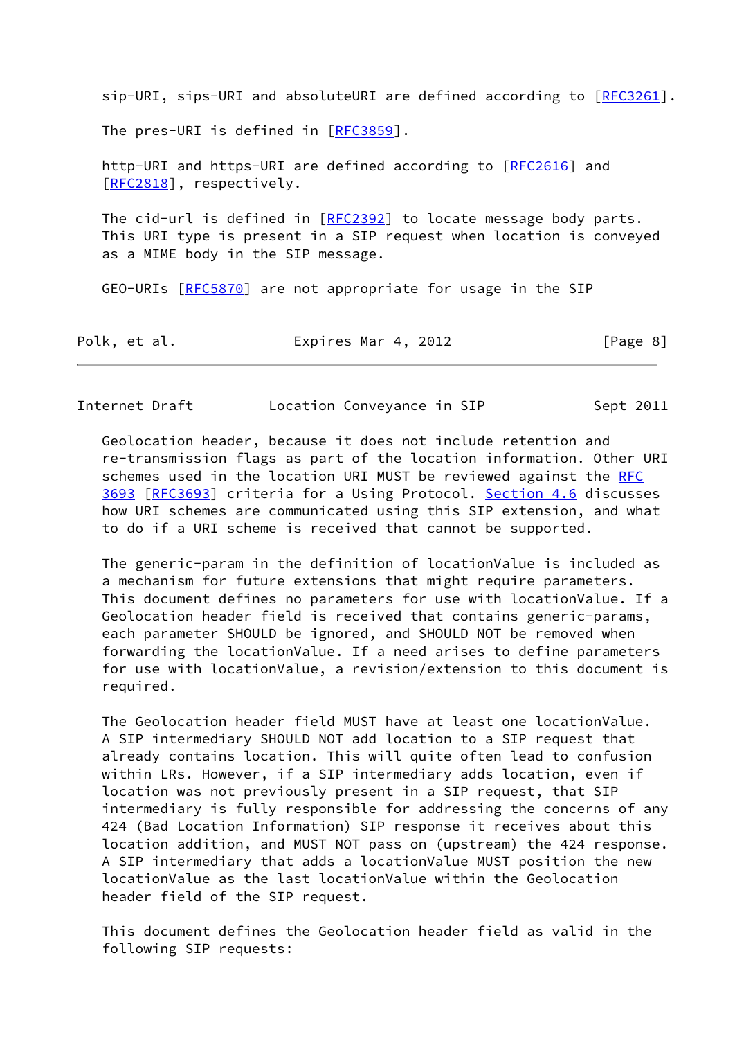sip-URI, sips-URI and absoluteURI are defined according to [RFC3261].

The pres-URI is defined in [RFC3859].

http-URI and https-URI are defined according to [RFC2616] and [RFC2818], respectively.

The cid-url is defined in [RFC2392] to locate message body parts. This URI type is present in a SIP request when location is conveyed as a MIME body in the SIP message.

GEO-URIs [RFC5870] are not appropriate for usage in the SIP Geolocation header, because it does not include retention and re-transmission flags as part of the location information. Other URI schemes used in the location URI MUST be reviewed against the RFC 3693 [RFC3693] criteria for a Using Protocol. Section 4.6 discusses how URI schemes are communicated using this SIP extension, and what to do if a URI scheme is received that cannot be supported.

The generic-param in the definition of locationValue is included as a mechanism for future extensions that might require parameters. This document defines no parameters for use with locationValue. If a Geolocation header field is received that contains generic-params, each parameter SHOULD be ignored, and SHOULD NOT be removed when forwarding the locationValue. If a need arises to define parameters for use with locationValue, a revision/extension to this document is required.

The Geolocation header field MUST have at least one locationValue. A SIP intermediary SHOULD NOT add location to a SIP request that already contains location. This will quite often lead to confusion within LRs. However, if a SIP intermediary adds location, even if location was not previously present in a SIP request, that SIP intermediary is fully responsible for addressing the concerns of any 424 (Bad Location Information) SIP response it receives about this location addition, and MUST NOT pass on (upstream) the 424 response. A SIP intermediary that adds a locationValue MUST position the new locationValue as the last locationValue within the Geolocation header field of the SIP request.

This document defines the Geolocation header field as valid in the following SIP requests: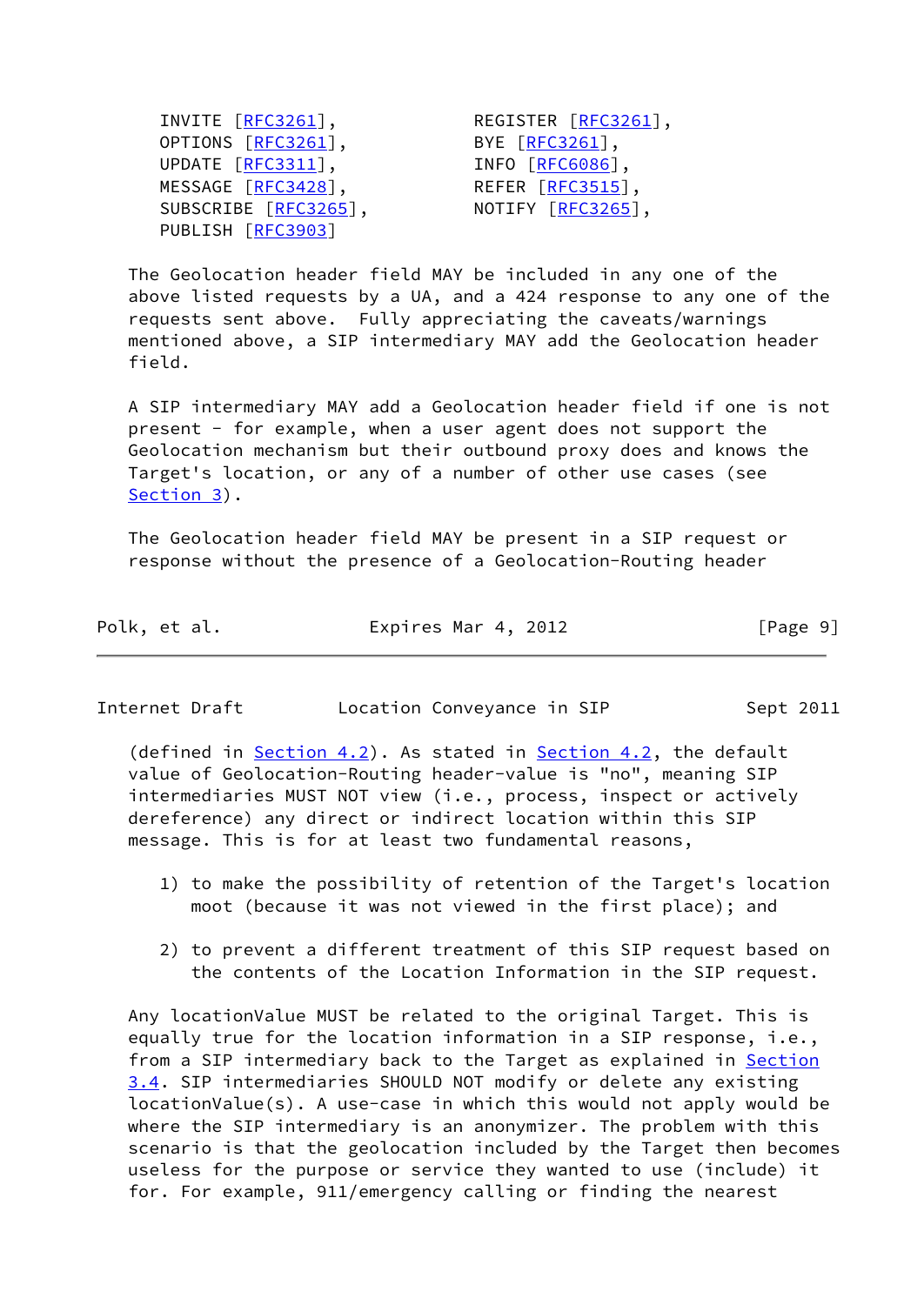INVITE [RFC3261], REGISTER [RFC3261],
OPTIONS [RFC3261], BYE [RFC3261],
UPDATE [RFC3311], INFO [RFC6086],
MESSAGE [RFC3428], REFER [RFC3515],
SUBSCRIBE [RFC3265], NOTIFY [RFC3265],
PUBLISH [RFC3903]

The Geolocation header field MAY be included in any one of the above listed requests by a UA, and a 424 response to any one of the requests sent above. Fully appreciating the caveats/warnings mentioned above, a SIP intermediary MAY add the Geolocation header field.

A SIP intermediary MAY add a Geolocation header field if one is not present - for example, when a user agent does not support the Geolocation mechanism but their outbound proxy does and knows the Target's location, or any of a number of other use cases (see Section 3).

The Geolocation header field MAY be present in a SIP request or response without the presence of a Geolocation-Routing header (defined in Section 4.2). As stated in Section 4.2, the default value of Geolocation-Routing header-value is "no", meaning SIP intermediaries MUST NOT view (i.e., process, inspect or actively dereference) any direct or indirect location within this SIP message. This is for at least two fundamental reasons,

1) to make the possibility of retention of the Target's location moot (because it was not viewed in the first place); and

2) to prevent a different treatment of this SIP request based on the contents of the Location Information in the SIP request.

Any locationValue MUST be related to the original Target. This is equally true for the location information in a SIP response, i.e., from a SIP intermediary back to the Target as explained in Section 3.4. SIP intermediaries SHOULD NOT modify or delete any existing locationValue(s). A use-case in which this would not apply would be where the SIP intermediary is an anonymizer. The problem with this scenario is that the geolocation included by the Target then becomes useless for the purpose or service they wanted to use (include) it for. For example, 911/emergency calling or finding the nearest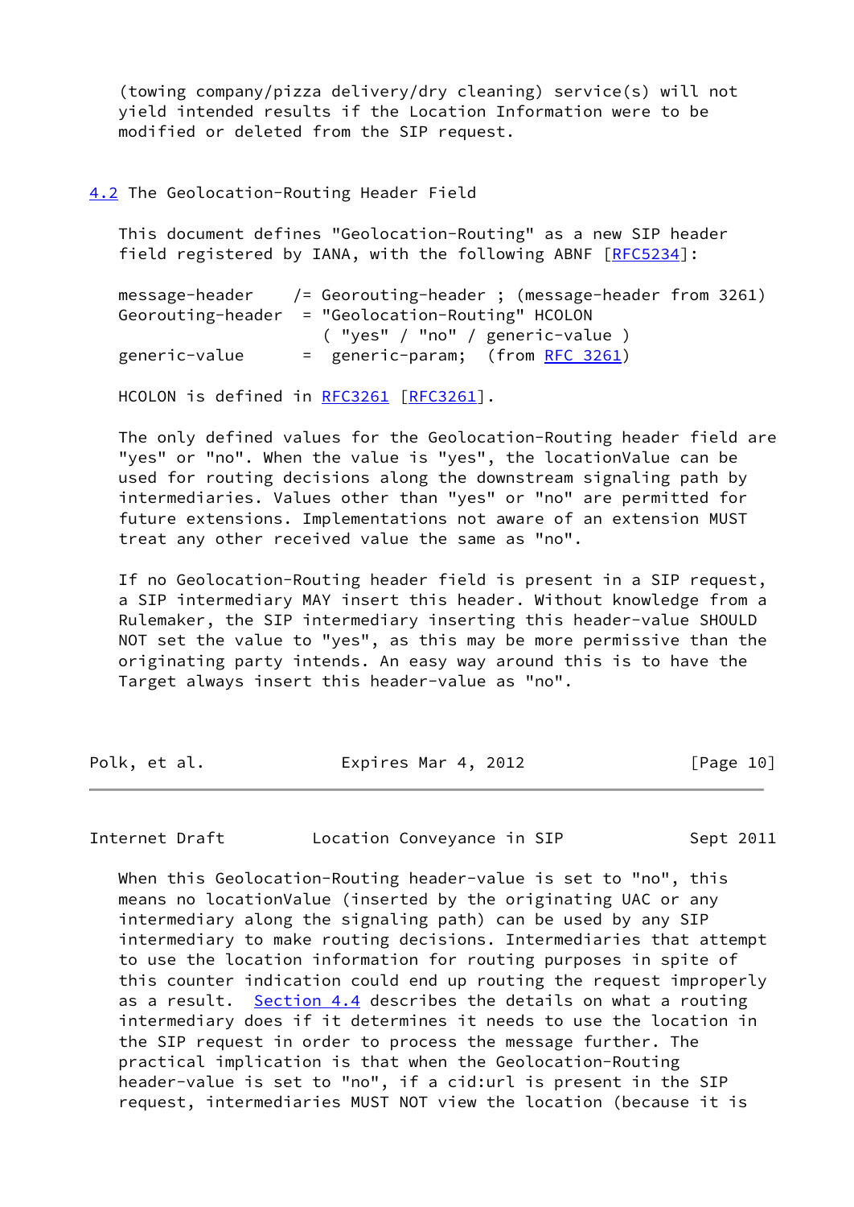(towing company/pizza delivery/dry cleaning) service(s) will not yield intended results if the Location Information were to be modified or deleted from the SIP request.

### 4.2 The Geolocation-Routing Header Field

This document defines "Geolocation-Routing" as a new SIP header field registered by IANA, with the following ABNF [RFC5234]:

```
message-header    /= Georouting-header ; (message-header from 3261)
Georouting-header  = "Geolocation-Routing" HCOLON
                     ( "yes" / "no" / generic-value )
generic-value      =  generic-param;  (from RFC 3261)
```

HCOLON is defined in RFC3261 [RFC3261].

The only defined values for the Geolocation-Routing header field are "yes" or "no". When the value is "yes", the locationValue can be used for routing decisions along the downstream signaling path by intermediaries. Values other than "yes" or "no" are permitted for future extensions. Implementations not aware of an extension MUST treat any other received value the same as "no".

If no Geolocation-Routing header field is present in a SIP request, a SIP intermediary MAY insert this header. Without knowledge from a Rulemaker, the SIP intermediary inserting this header-value SHOULD NOT set the value to "yes", as this may be more permissive than the originating party intends. An easy way around this is to have the Target always insert this header-value as "no".

When this Geolocation-Routing header-value is set to "no", this means no locationValue (inserted by the originating UAC or any intermediary along the signaling path) can be used by any SIP intermediary to make routing decisions. Intermediaries that attempt to use the location information for routing purposes in spite of this counter indication could end up routing the request improperly as a result. Section 4.4 describes the details on what a routing intermediary does if it determines it needs to use the location in the SIP request in order to process the message further. The practical implication is that when the Geolocation-Routing header-value is set to "no", if a cid:url is present in the SIP request, intermediaries MUST NOT view the location (because it is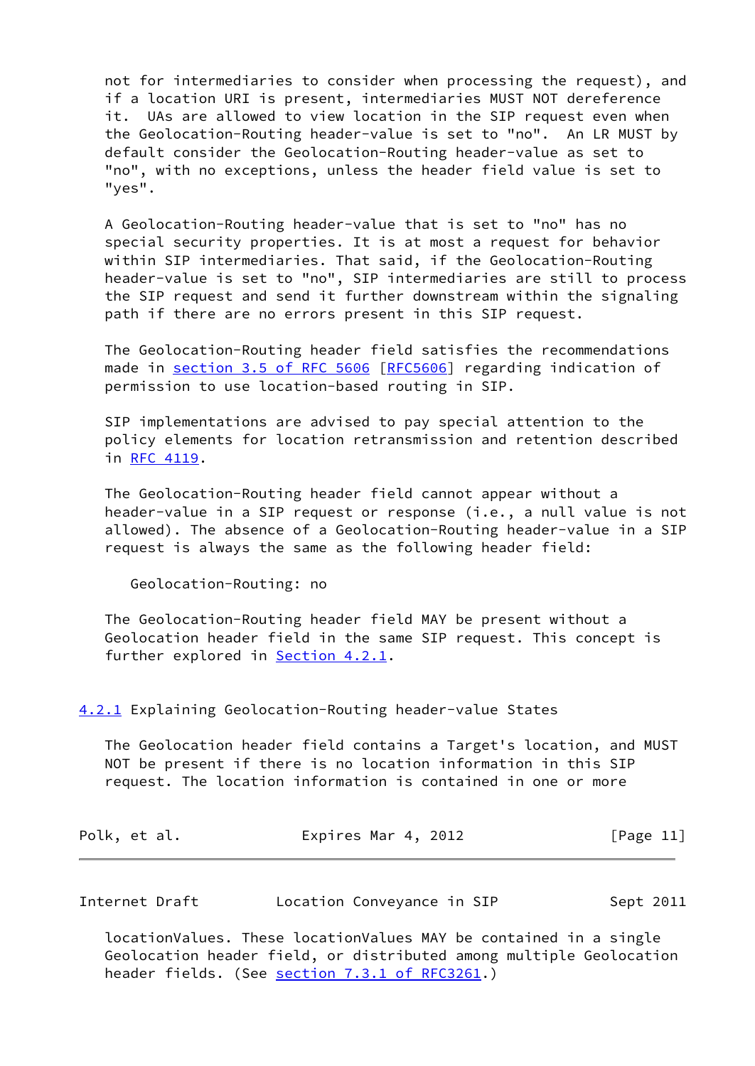not for intermediaries to consider when processing the request), and if a location URI is present, intermediaries MUST NOT dereference it. UAs are allowed to view location in the SIP request even when the Geolocation-Routing header-value is set to "no". An LR MUST by default consider the Geolocation-Routing header-value as set to "no", with no exceptions, unless the header field value is set to "yes".

A Geolocation-Routing header-value that is set to "no" has no special security properties. It is at most a request for behavior within SIP intermediaries. That said, if the Geolocation-Routing header-value is set to "no", SIP intermediaries are still to process the SIP request and send it further downstream within the signaling path if there are no errors present in this SIP request.

The Geolocation-Routing header field satisfies the recommendations made in section 3.5 of RFC 5606 [RFC5606] regarding indication of permission to use location-based routing in SIP.

SIP implementations are advised to pay special attention to the policy elements for location retransmission and retention described in RFC 4119.

The Geolocation-Routing header field cannot appear without a header-value in a SIP request or response (i.e., a null value is not allowed). The absence of a Geolocation-Routing header-value in a SIP request is always the same as the following header field:

```
Geolocation-Routing: no
```

The Geolocation-Routing header field MAY be present without a Geolocation header field in the same SIP request. This concept is further explored in Section 4.2.1.

### 4.2.1 Explaining Geolocation-Routing header-value States

The Geolocation header field contains a Target's location, and MUST NOT be present if there is no location information in this SIP request. The location information is contained in one or more locationValues. These locationValues MAY be contained in a single Geolocation header field, or distributed among multiple Geolocation header fields. (See section 7.3.1 of RFC3261.)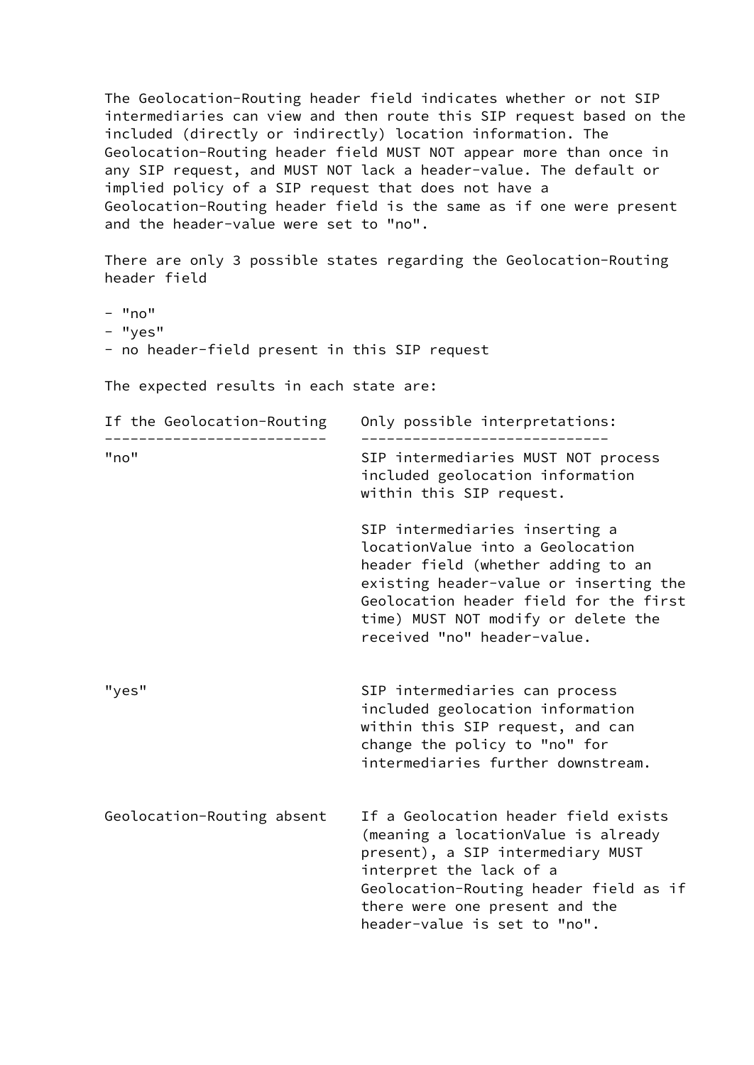The Geolocation-Routing header field indicates whether or not SIP intermediaries can view and then route this SIP request based on the included (directly or indirectly) location information. The Geolocation-Routing header field MUST NOT appear more than once in any SIP request, and MUST NOT lack a header-value. The default or implied policy of a SIP request that does not have a Geolocation-Routing header field is the same as if one were present and the header-value were set to "no".

There are only 3 possible states regarding the Geolocation-Routing header field

- "no"
- "yes"
- no header-field present in this SIP request

The expected results in each state are:

| If the Geolocation-Routing | Only possible interpretations: |
| --- | --- |
| "no" | SIP intermediaries MUST NOT process included geolocation information within this SIP request.<br><br>SIP intermediaries inserting a locationValue into a Geolocation header field (whether adding to an existing header-value or inserting the Geolocation header field for the first time) MUST NOT modify or delete the received "no" header-value. |
| "yes" | SIP intermediaries can process included geolocation information within this SIP request, and can change the policy to "no" for intermediaries further downstream. |
| Geolocation-Routing absent | If a Geolocation header field exists (meaning a locationValue is already present), a SIP intermediary MUST interpret the lack of a Geolocation-Routing header field as if there were one present and the header-value is set to "no". |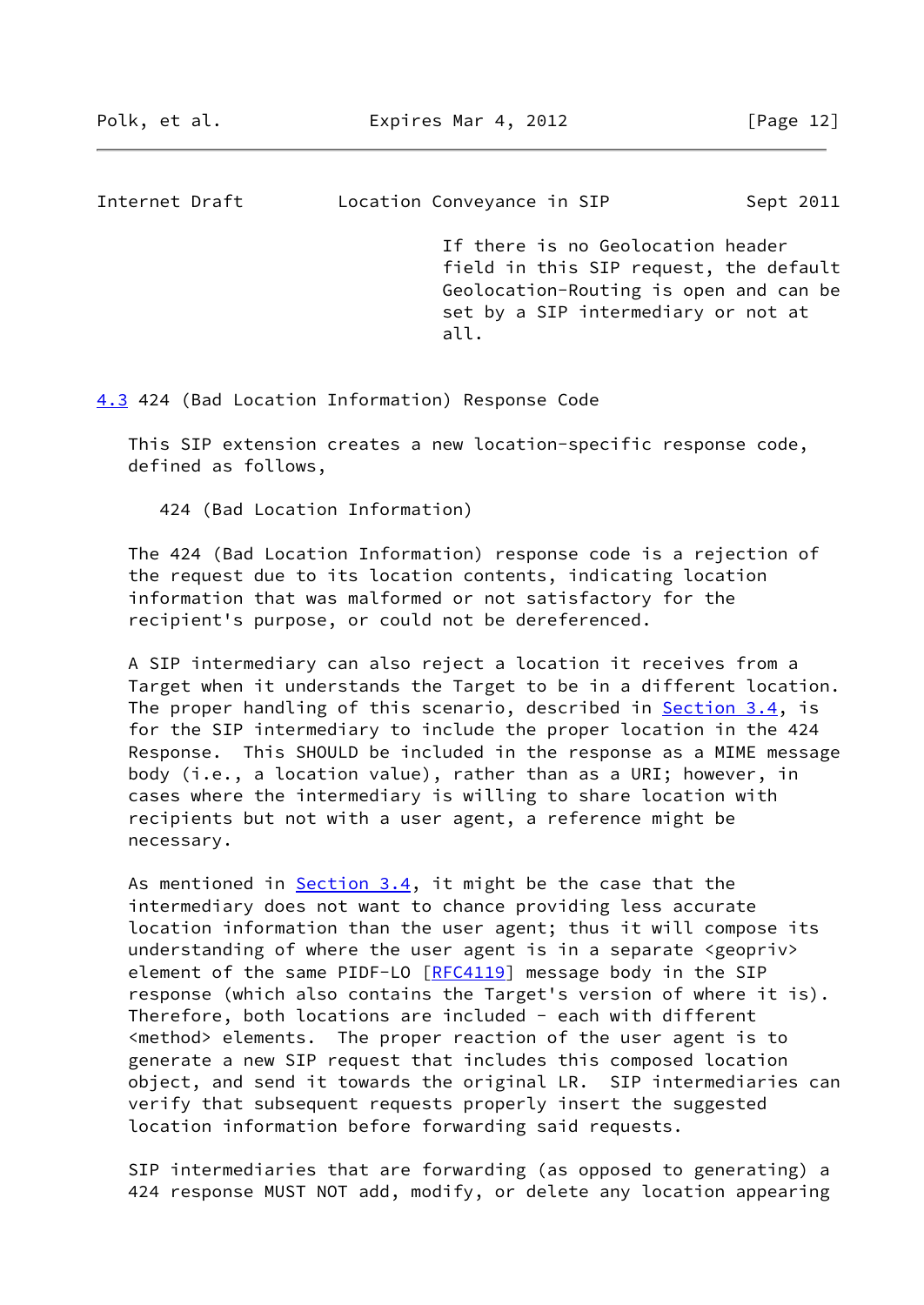If there is no Geolocation header field in this SIP request, the default Geolocation-Routing is open and can be set by a SIP intermediary or not at all.

## 4.3 424 (Bad Location Information) Response Code

This SIP extension creates a new location-specific response code, defined as follows,

424 (Bad Location Information)

The 424 (Bad Location Information) response code is a rejection of the request due to its location contents, indicating location information that was malformed or not satisfactory for the recipient's purpose, or could not be dereferenced.

A SIP intermediary can also reject a location it receives from a Target when it understands the Target to be in a different location. The proper handling of this scenario, described in Section 3.4, is for the SIP intermediary to include the proper location in the 424 Response. This SHOULD be included in the response as a MIME message body (i.e., a location value), rather than as a URI; however, in cases where the intermediary is willing to share location with recipients but not with a user agent, a reference might be necessary.

As mentioned in Section 3.4, it might be the case that the intermediary does not want to chance providing less accurate location information than the user agent; thus it will compose its understanding of where the user agent is in a separate <geopriv> element of the same PIDF-LO [RFC4119] message body in the SIP response (which also contains the Target's version of where it is). Therefore, both locations are included - each with different <method> elements. The proper reaction of the user agent is to generate a new SIP request that includes this composed location object, and send it towards the original LR. SIP intermediaries can verify that subsequent requests properly insert the suggested location information before forwarding said requests.

SIP intermediaries that are forwarding (as opposed to generating) a 424 response MUST NOT add, modify, or delete any location appearing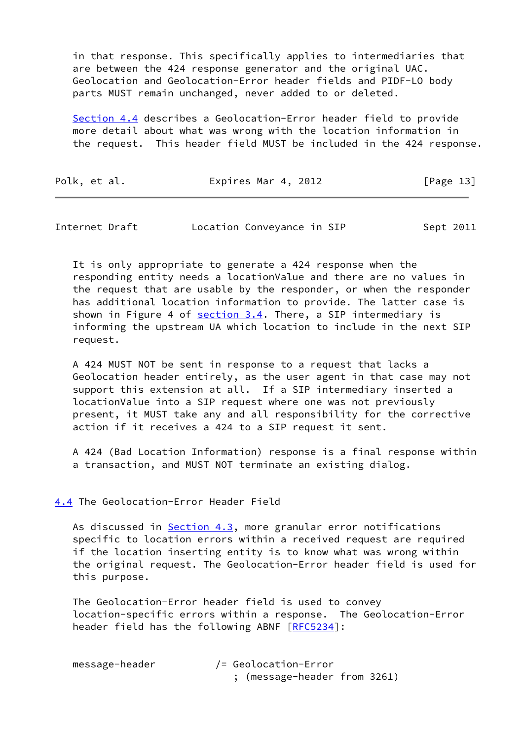in that response. This specifically applies to intermediaries that are between the 424 response generator and the original UAC. Geolocation and Geolocation-Error header fields and PIDF-LO body parts MUST remain unchanged, never added to or deleted.

Section 4.4 describes a Geolocation-Error header field to provide more detail about what was wrong with the location information in the request. This header field MUST be included in the 424 response.

It is only appropriate to generate a 424 response when the responding entity needs a locationValue and there are no values in the request that are usable by the responder, or when the responder has additional location information to provide. The latter case is shown in Figure 4 of section 3.4. There, a SIP intermediary is informing the upstream UA which location to include in the next SIP request.

A 424 MUST NOT be sent in response to a request that lacks a Geolocation header entirely, as the user agent in that case may not support this extension at all. If a SIP intermediary inserted a locationValue into a SIP request where one was not previously present, it MUST take any and all responsibility for the corrective action if it receives a 424 to a SIP request it sent.

A 424 (Bad Location Information) response is a final response within a transaction, and MUST NOT terminate an existing dialog.

## 4.4 The Geolocation-Error Header Field

As discussed in Section 4.3, more granular error notifications specific to location errors within a received request are required if the location inserting entity is to know what was wrong within the original request. The Geolocation-Error header field is used for this purpose.

The Geolocation-Error header field is used to convey location-specific errors within a response. The Geolocation-Error header field has the following ABNF [RFC5234]:

```
message-header          /= Geolocation-Error
                           ; (message-header from 3261)
```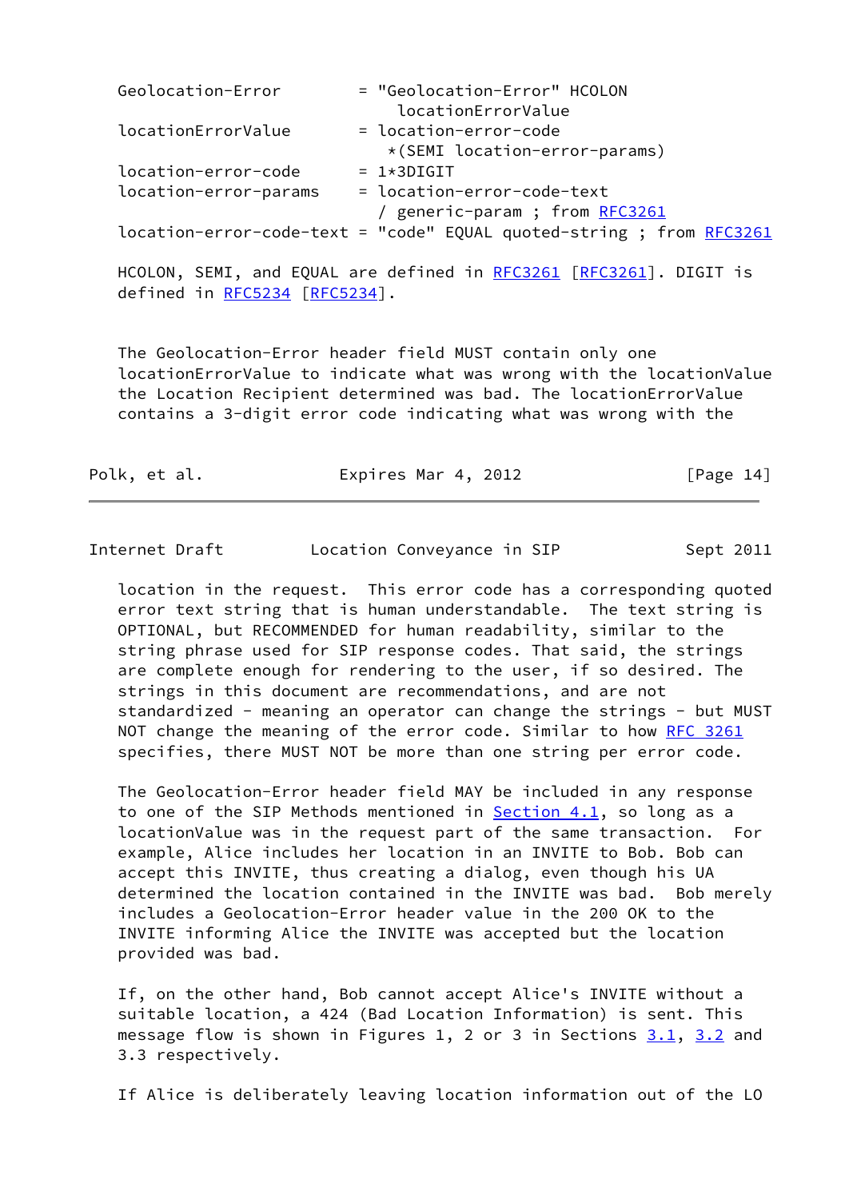```
Geolocation-Error        = "Geolocation-Error" HCOLON
                             locationErrorValue
locationErrorValue       = location-error-code
                            *(SEMI location-error-params)
location-error-code      = 1*3DIGIT
location-error-params    = location-error-code-text
                           / generic-param ; from RFC3261
location-error-code-text = "code" EQUAL quoted-string ; from RFC3261
```

HCOLON, SEMI, and EQUAL are defined in RFC3261 [RFC3261]. DIGIT is defined in RFC5234 [RFC5234].

The Geolocation-Error header field MUST contain only one locationErrorValue to indicate what was wrong with the locationValue the Location Recipient determined was bad. The locationErrorValue contains a 3-digit error code indicating what was wrong with the location in the request. This error code has a corresponding quoted error text string that is human understandable. The text string is OPTIONAL, but RECOMMENDED for human readability, similar to the string phrase used for SIP response codes. That said, the strings are complete enough for rendering to the user, if so desired. The strings in this document are recommendations, and are not standardized - meaning an operator can change the strings - but MUST NOT change the meaning of the error code. Similar to how RFC 3261 specifies, there MUST NOT be more than one string per error code.

The Geolocation-Error header field MAY be included in any response to one of the SIP Methods mentioned in Section 4.1, so long as a locationValue was in the request part of the same transaction. For example, Alice includes her location in an INVITE to Bob. Bob can accept this INVITE, thus creating a dialog, even though his UA determined the location contained in the INVITE was bad. Bob merely includes a Geolocation-Error header value in the 200 OK to the INVITE informing Alice the INVITE was accepted but the location provided was bad.

If, on the other hand, Bob cannot accept Alice's INVITE without a suitable location, a 424 (Bad Location Information) is sent. This message flow is shown in Figures 1, 2 or 3 in Sections 3.1, 3.2 and 3.3 respectively.

If Alice is deliberately leaving location information out of the LO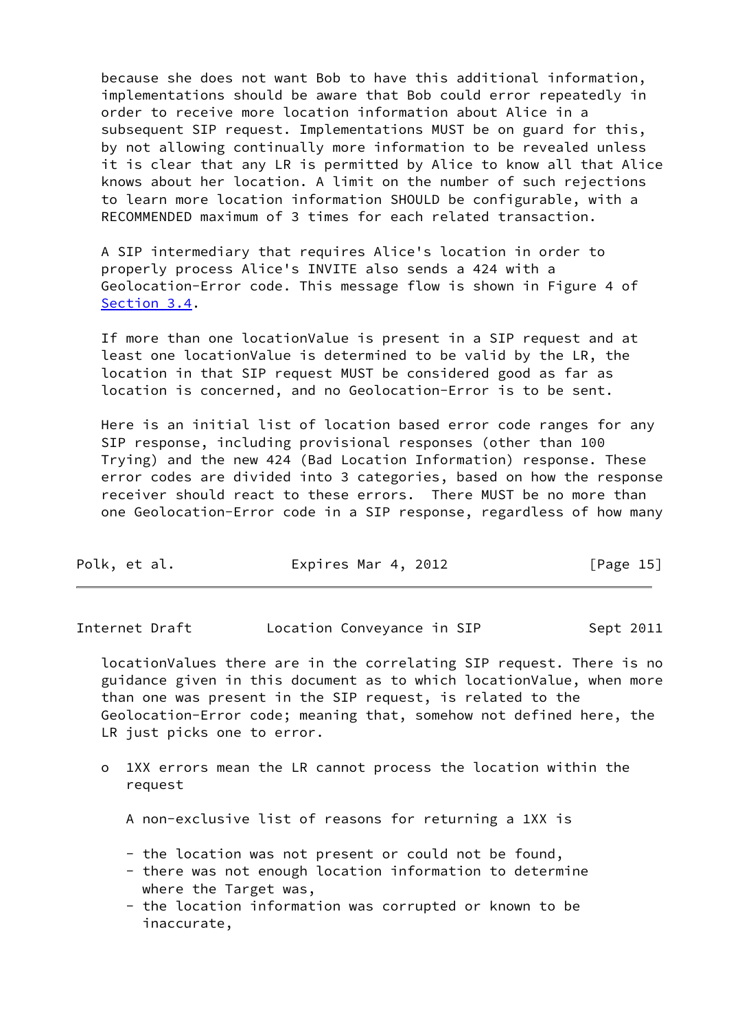because she does not want Bob to have this additional information, implementations should be aware that Bob could error repeatedly in order to receive more location information about Alice in a subsequent SIP request. Implementations MUST be on guard for this, by not allowing continually more information to be revealed unless it is clear that any LR is permitted by Alice to know all that Alice knows about her location. A limit on the number of such rejections to learn more location information SHOULD be configurable, with a RECOMMENDED maximum of 3 times for each related transaction.

A SIP intermediary that requires Alice's location in order to properly process Alice's INVITE also sends a 424 with a Geolocation-Error code. This message flow is shown in Figure 4 of Section 3.4.

If more than one locationValue is present in a SIP request and at least one locationValue is determined to be valid by the LR, the location in that SIP request MUST be considered good as far as location is concerned, and no Geolocation-Error is to be sent.

Here is an initial list of location based error code ranges for any SIP response, including provisional responses (other than 100 Trying) and the new 424 (Bad Location Information) response. These error codes are divided into 3 categories, based on how the response receiver should react to these errors. There MUST be no more than one Geolocation-Error code in a SIP response, regardless of how many locationValues there are in the correlating SIP request. There is no guidance given in this document as to which locationValue, when more than one was present in the SIP request, is related to the Geolocation-Error code; meaning that, somehow not defined here, the LR just picks one to error.

- 1XX errors mean the LR cannot process the location within the request

  A non-exclusive list of reasons for returning a 1XX is

  - the location was not present or could not be found,
  - there was not enough location information to determine where the Target was,
  - the location information was corrupted or known to be inaccurate,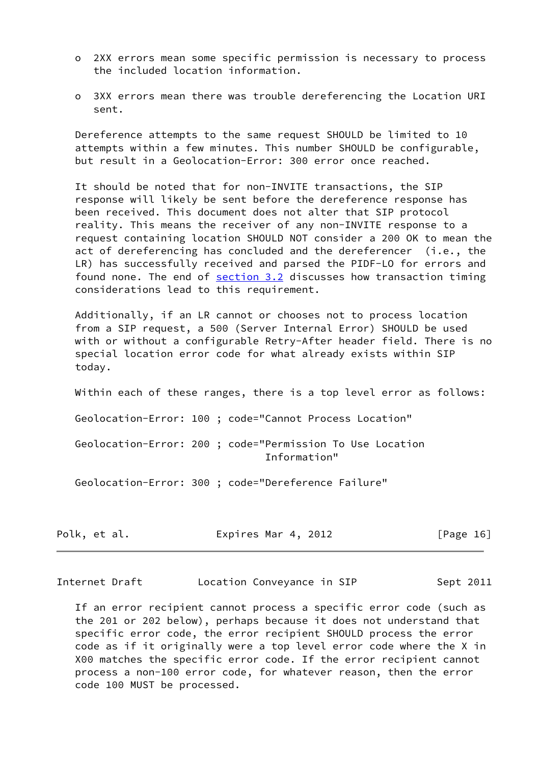- 2XX errors mean some specific permission is necessary to process the included location information.

- 3XX errors mean there was trouble dereferencing the Location URI sent.

Dereference attempts to the same request SHOULD be limited to 10 attempts within a few minutes. This number SHOULD be configurable, but result in a Geolocation-Error: 300 error once reached.

It should be noted that for non-INVITE transactions, the SIP response will likely be sent before the dereference response has been received. This document does not alter that SIP protocol reality. This means the receiver of any non-INVITE response to a request containing location SHOULD NOT consider a 200 OK to mean the act of dereferencing has concluded and the dereferencer (i.e., the LR) has successfully received and parsed the PIDF-LO for errors and found none. The end of section 3.2 discusses how transaction timing considerations lead to this requirement.

Additionally, if an LR cannot or chooses not to process location from a SIP request, a 500 (Server Internal Error) SHOULD be used with or without a configurable Retry-After header field. There is no special location error code for what already exists within SIP today.

Within each of these ranges, there is a top level error as follows:

```
Geolocation-Error: 100 ; code="Cannot Process Location"

Geolocation-Error: 200 ; code="Permission To Use Location
                               Information"

Geolocation-Error: 300 ; code="Dereference Failure"
```

If an error recipient cannot process a specific error code (such as the 201 or 202 below), perhaps because it does not understand that specific error code, the error recipient SHOULD process the error code as if it originally were a top level error code where the X in X00 matches the specific error code. If the error recipient cannot process a non-100 error code, for whatever reason, then the error code 100 MUST be processed.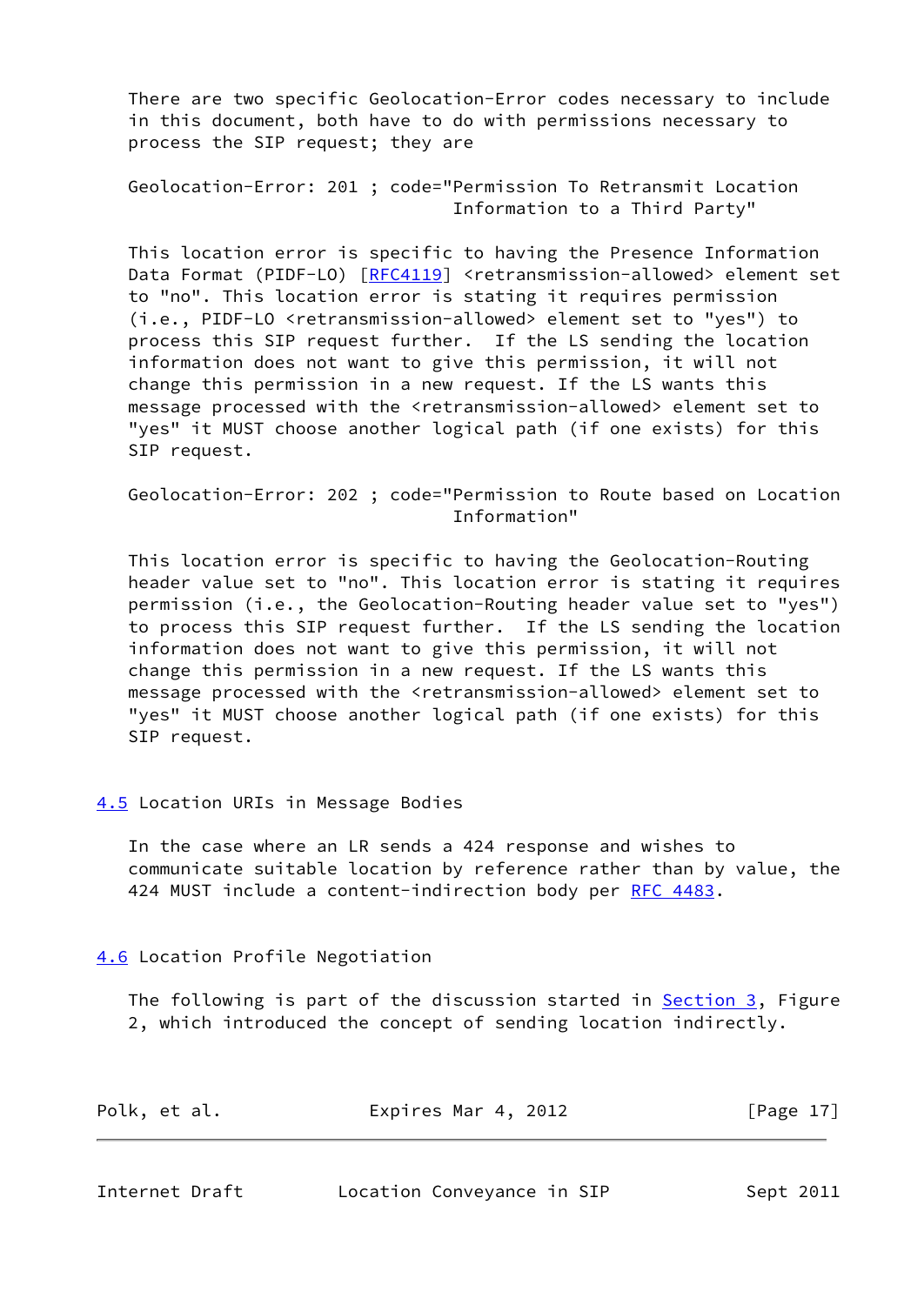There are two specific Geolocation-Error codes necessary to include in this document, both have to do with permissions necessary to process the SIP request; they are

```
Geolocation-Error: 201 ; code="Permission To Retransmit Location
                             Information to a Third Party"
```

This location error is specific to having the Presence Information Data Format (PIDF-LO) [RFC4119] <retransmission-allowed> element set to "no". This location error is stating it requires permission (i.e., PIDF-LO <retransmission-allowed> element set to "yes") to process this SIP request further. If the LS sending the location information does not want to give this permission, it will not change this permission in a new request. If the LS wants this message processed with the <retransmission-allowed> element set to "yes" it MUST choose another logical path (if one exists) for this SIP request.

```
Geolocation-Error: 202 ; code="Permission to Route based on Location
                             Information"
```

This location error is specific to having the Geolocation-Routing header value set to "no". This location error is stating it requires permission (i.e., the Geolocation-Routing header value set to "yes") to process this SIP request further. If the LS sending the location information does not want to give this permission, it will not change this permission in a new request. If the LS wants this message processed with the <retransmission-allowed> element set to "yes" it MUST choose another logical path (if one exists) for this SIP request.

## 4.5 Location URIs in Message Bodies

In the case where an LR sends a 424 response and wishes to communicate suitable location by reference rather than by value, the 424 MUST include a content-indirection body per RFC 4483.

## 4.6 Location Profile Negotiation

The following is part of the discussion started in Section 3, Figure 2, which introduced the concept of sending location indirectly.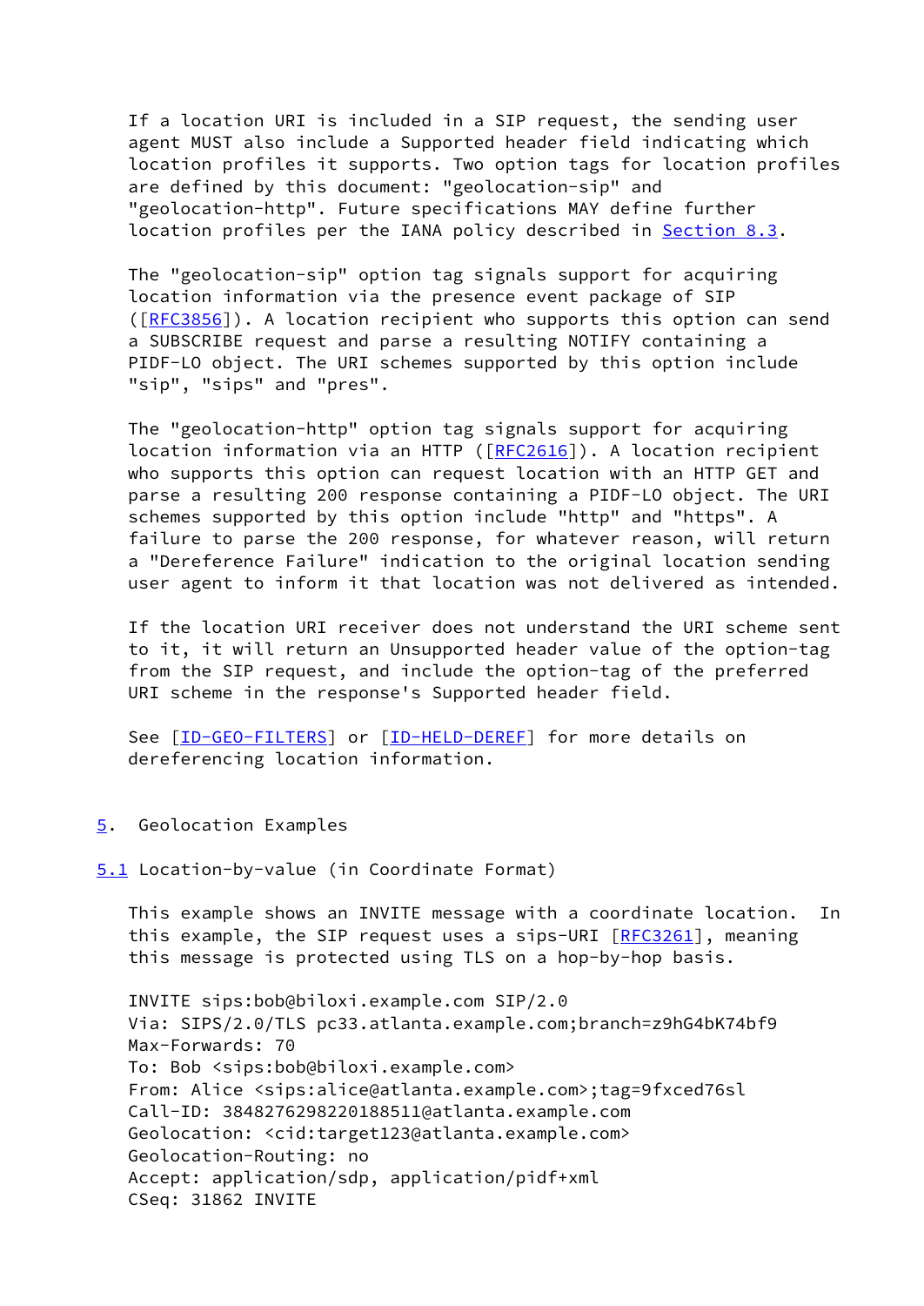If a location URI is included in a SIP request, the sending user agent MUST also include a Supported header field indicating which location profiles it supports. Two option tags for location profiles are defined by this document: "geolocation-sip" and "geolocation-http". Future specifications MAY define further location profiles per the IANA policy described in Section 8.3.

The "geolocation-sip" option tag signals support for acquiring location information via the presence event package of SIP ([RFC3856]). A location recipient who supports this option can send a SUBSCRIBE request and parse a resulting NOTIFY containing a PIDF-LO object. The URI schemes supported by this option include "sip", "sips" and "pres".

The "geolocation-http" option tag signals support for acquiring location information via an HTTP ([RFC2616]). A location recipient who supports this option can request location with an HTTP GET and parse a resulting 200 response containing a PIDF-LO object. The URI schemes supported by this option include "http" and "https". A failure to parse the 200 response, for whatever reason, will return a "Dereference Failure" indication to the original location sending user agent to inform it that location was not delivered as intended.

If the location URI receiver does not understand the URI scheme sent to it, it will return an Unsupported header value of the option-tag from the SIP request, and include the option-tag of the preferred URI scheme in the response's Supported header field.

See [ID-GEO-FILTERS] or [ID-HELD-DEREF] for more details on dereferencing location information.

## 5. Geolocation Examples

### 5.1 Location-by-value (in Coordinate Format)

This example shows an INVITE message with a coordinate location. In this example, the SIP request uses a sips-URI [RFC3261], meaning this message is protected using TLS on a hop-by-hop basis.

```
INVITE sips:bob@biloxi.example.com SIP/2.0
Via: SIPS/2.0/TLS pc33.atlanta.example.com;branch=z9hG4bK74bf9
Max-Forwards: 70
To: Bob <sips:bob@biloxi.example.com>
From: Alice <sips:alice@atlanta.example.com>;tag=9fxced76sl
Call-ID: 3848276298220188511@atlanta.example.com
Geolocation: <cid:target123@atlanta.example.com>
Geolocation-Routing: no
Accept: application/sdp, application/pidf+xml
CSeq: 31862 INVITE
```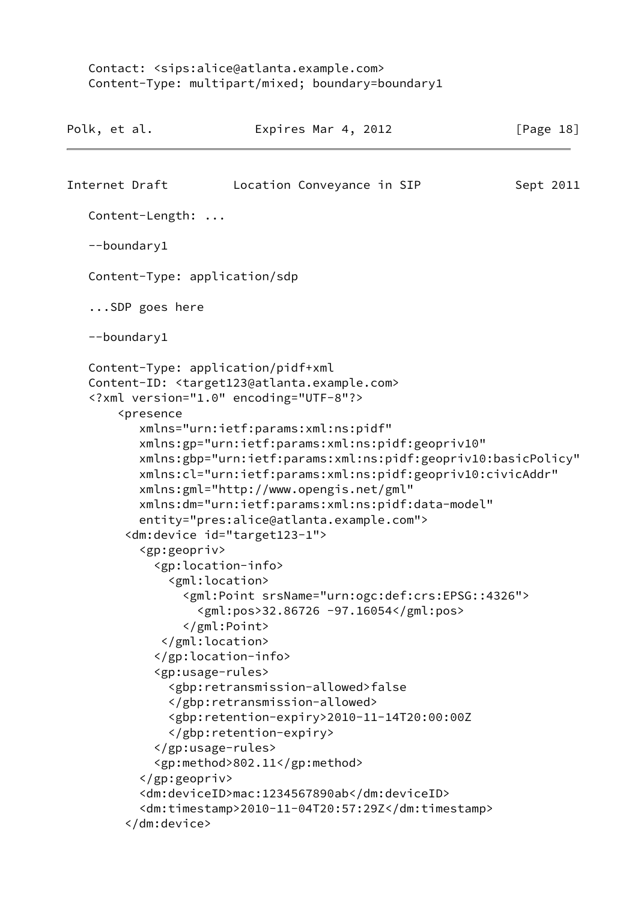```
   Contact: <sips:alice@atlanta.example.com>
   Content-Type: multipart/mixed; boundary=boundary1
```

```
   Content-Length: ...

   --boundary1

   Content-Type: application/sdp

   ...SDP goes here

   --boundary1

   Content-Type: application/pidf+xml
   Content-ID: <target123@atlanta.example.com>
   <?xml version="1.0" encoding="UTF-8"?>
       <presence
          xmlns="urn:ietf:params:xml:ns:pidf"
          xmlns:gp="urn:ietf:params:xml:ns:pidf:geopriv10"
          xmlns:gbp="urn:ietf:params:xml:ns:pidf:geopriv10:basicPolicy"
          xmlns:cl="urn:ietf:params:xml:ns:pidf:geopriv10:civicAddr"
          xmlns:gml="http://www.opengis.net/gml"
          xmlns:dm="urn:ietf:params:xml:ns:pidf:data-model"
          entity="pres:alice@atlanta.example.com">
        <dm:device id="target123-1">
          <gp:geopriv>
            <gp:location-info>
              <gml:location>
                <gml:Point srsName="urn:ogc:def:crs:EPSG::4326">
                  <gml:pos>32.86726 -97.16054</gml:pos>
                </gml:Point>
             </gml:location>
            </gp:location-info>
            <gp:usage-rules>
              <gbp:retransmission-allowed>false
              </gbp:retransmission-allowed>
              <gbp:retention-expiry>2010-11-14T20:00:00Z
              </gbp:retention-expiry>
            </gp:usage-rules>
            <gp:method>802.11</gp:method>
          </gp:geopriv>
          <dm:deviceID>mac:1234567890ab</dm:deviceID>
          <dm:timestamp>2010-11-04T20:57:29Z</dm:timestamp>
        </dm:device>
```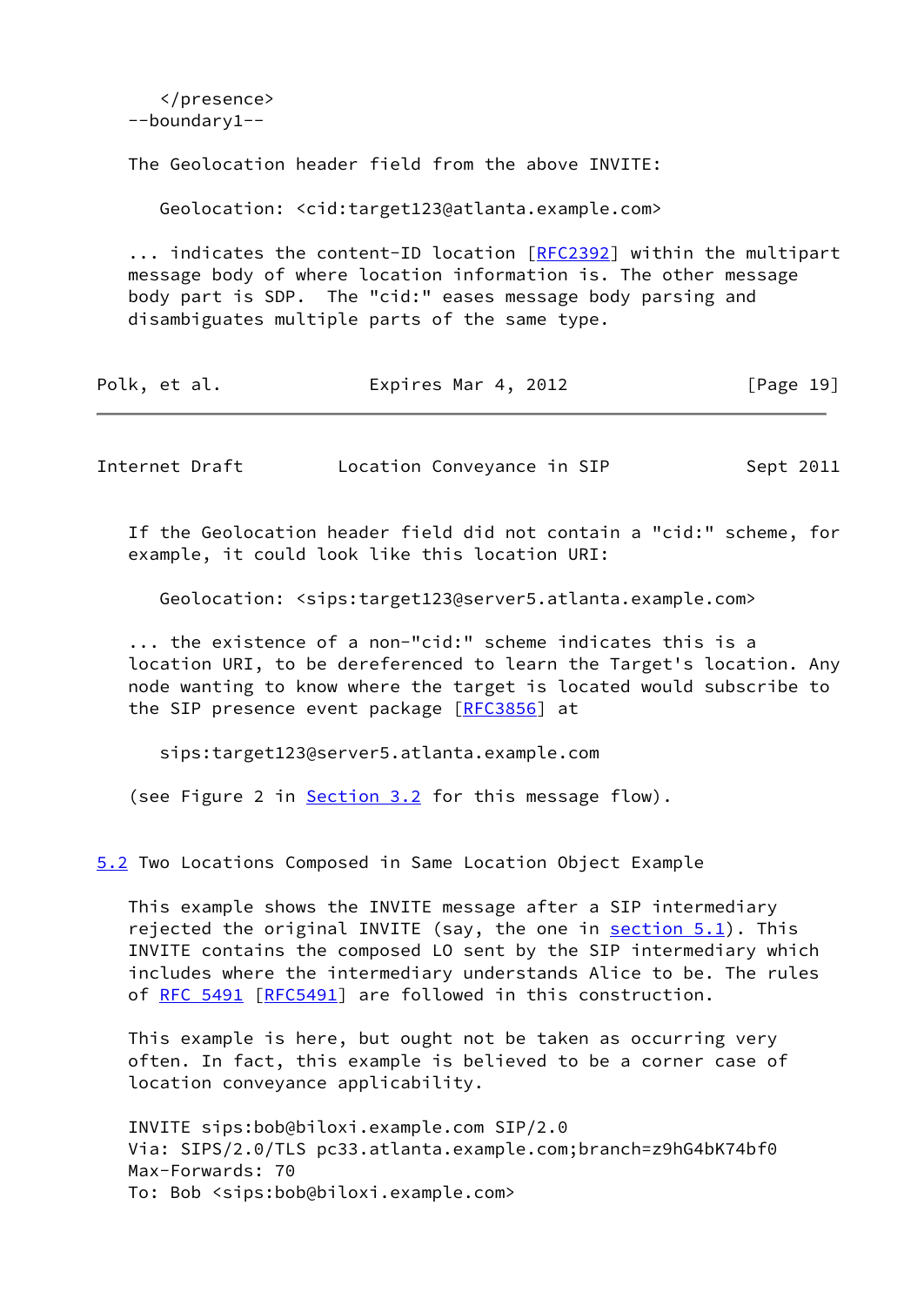```
   </presence>
--boundary1--
```

The Geolocation header field from the above INVITE:

```
Geolocation: <cid:target123@atlanta.example.com>
```

... indicates the content-ID location [RFC2392] within the multipart message body of where location information is. The other message body part is SDP. The "cid:" eases message body parsing and disambiguates multiple parts of the same type.

If the Geolocation header field did not contain a "cid:" scheme, for example, it could look like this location URI:

```
Geolocation: <sips:target123@server5.atlanta.example.com>
```

... the existence of a non-"cid:" scheme indicates this is a location URI, to be dereferenced to learn the Target's location. Any node wanting to know where the target is located would subscribe to the SIP presence event package [RFC3856] at

```
sips:target123@server5.atlanta.example.com
```

(see Figure 2 in Section 3.2 for this message flow).

## 5.2 Two Locations Composed in Same Location Object Example

This example shows the INVITE message after a SIP intermediary rejected the original INVITE (say, the one in section 5.1). This INVITE contains the composed LO sent by the SIP intermediary which includes where the intermediary understands Alice to be. The rules of RFC 5491 [RFC5491] are followed in this construction.

This example is here, but ought not be taken as occurring very often. In fact, this example is believed to be a corner case of location conveyance applicability.

```
INVITE sips:bob@biloxi.example.com SIP/2.0
Via: SIPS/2.0/TLS pc33.atlanta.example.com;branch=z9hG4bK74bf0
Max-Forwards: 70
To: Bob <sips:bob@biloxi.example.com>
```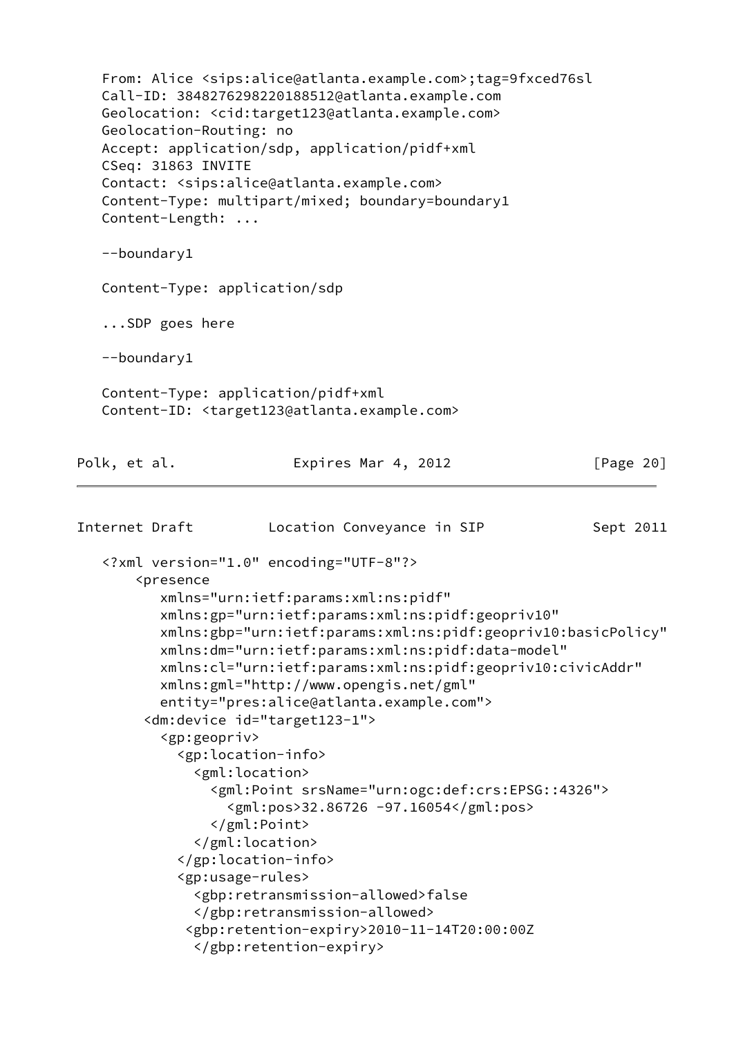```
   From: Alice <sips:alice@atlanta.example.com>;tag=9fxced76sl
   Call-ID: 3848276298220188512@atlanta.example.com
   Geolocation: <cid:target123@atlanta.example.com>
   Geolocation-Routing: no
   Accept: application/sdp, application/pidf+xml
   CSeq: 31863 INVITE
   Contact: <sips:alice@atlanta.example.com>
   Content-Type: multipart/mixed; boundary=boundary1
   Content-Length: ...

   --boundary1

   Content-Type: application/sdp

   ...SDP goes here

   --boundary1

   Content-Type: application/pidf+xml
   Content-ID: <target123@atlanta.example.com>
```

```
   <?xml version="1.0" encoding="UTF-8"?>
       <presence
          xmlns="urn:ietf:params:xml:ns:pidf"
          xmlns:gp="urn:ietf:params:xml:ns:pidf:geopriv10"
          xmlns:gbp="urn:ietf:params:xml:ns:pidf:geopriv10:basicPolicy"
          xmlns:dm="urn:ietf:params:xml:ns:pidf:data-model"
          xmlns:cl="urn:ietf:params:xml:ns:pidf:geopriv10:civicAddr"
          xmlns:gml="http://www.opengis.net/gml"
          entity="pres:alice@atlanta.example.com">
        <dm:device id="target123-1">
          <gp:geopriv>
            <gp:location-info>
              <gml:location>
                <gml:Point srsName="urn:ogc:def:crs:EPSG::4326">
                  <gml:pos>32.86726 -97.16054</gml:pos>
                </gml:Point>
              </gml:location>
            </gp:location-info>
            <gp:usage-rules>
              <gbp:retransmission-allowed>false
              </gbp:retransmission-allowed>
             <gbp:retention-expiry>2010-11-14T20:00:00Z
              </gbp:retention-expiry>
```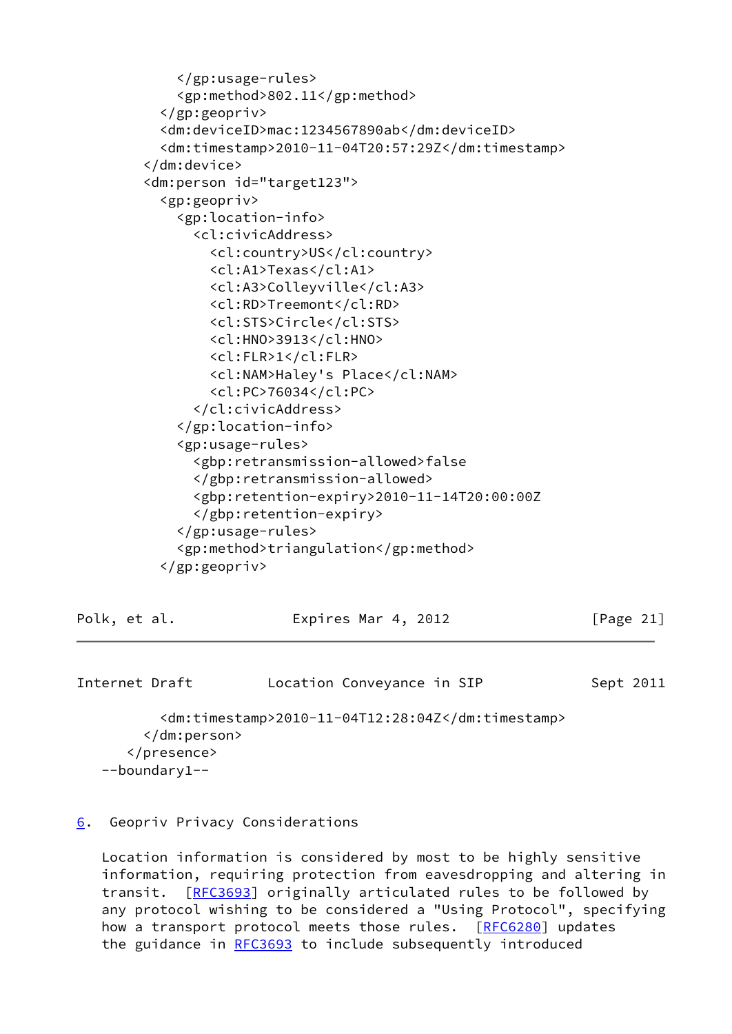```
            </gp:usage-rules>
            <gp:method>802.11</gp:method>
          </gp:geopriv>
          <dm:deviceID>mac:1234567890ab</dm:deviceID>
          <dm:timestamp>2010-11-04T20:57:29Z</dm:timestamp>
        </dm:device>
        <dm:person id="target123">
          <gp:geopriv>
            <gp:location-info>
              <cl:civicAddress>
                <cl:country>US</cl:country>
                <cl:A1>Texas</cl:A1>
                <cl:A3>Colleyville</cl:A3>
                <cl:RD>Treemont</cl:RD>
                <cl:STS>Circle</cl:STS>
                <cl:HNO>3913</cl:HNO>
                <cl:FLR>1</cl:FLR>
                <cl:NAM>Haley's Place</cl:NAM>
                <cl:PC>76034</cl:PC>
              </cl:civicAddress>
            </gp:location-info>
            <gp:usage-rules>
              <gbp:retransmission-allowed>false
              </gbp:retransmission-allowed>
              <gbp:retention-expiry>2010-11-14T20:00:00Z
              </gbp:retention-expiry>
            </gp:usage-rules>
            <gp:method>triangulation</gp:method>
          </gp:geopriv>
          <dm:timestamp>2010-11-04T12:28:04Z</dm:timestamp>
        </dm:person>
      </presence>
   --boundary1--
```

## 6. Geopriv Privacy Considerations

Location information is considered by most to be highly sensitive information, requiring protection from eavesdropping and altering in transit. [RFC3693] originally articulated rules to be followed by any protocol wishing to be considered a "Using Protocol", specifying how a transport protocol meets those rules. [RFC6280] updates the guidance in RFC3693 to include subsequently introduced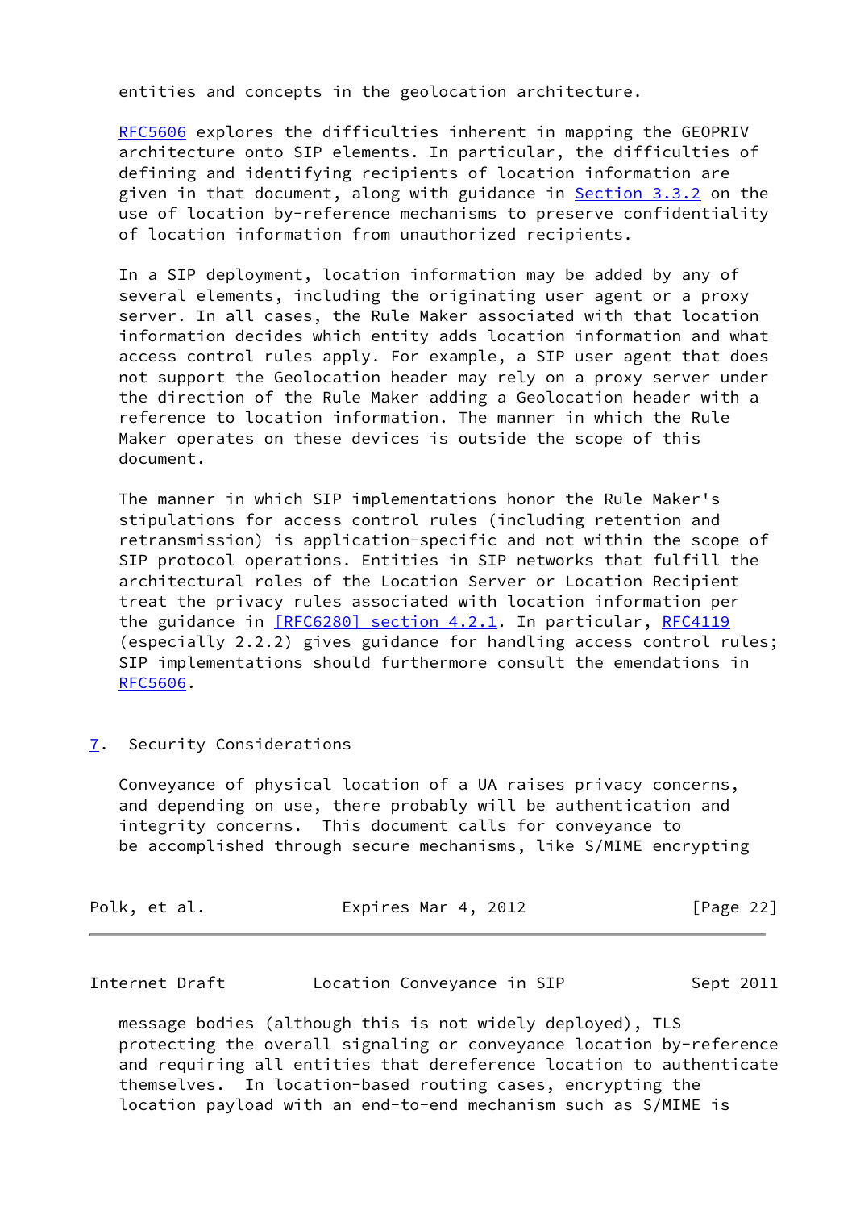entities and concepts in the geolocation architecture.

RFC5606 explores the difficulties inherent in mapping the GEOPRIV architecture onto SIP elements. In particular, the difficulties of defining and identifying recipients of location information are given in that document, along with guidance in Section 3.3.2 on the use of location by-reference mechanisms to preserve confidentiality of location information from unauthorized recipients.

In a SIP deployment, location information may be added by any of several elements, including the originating user agent or a proxy server. In all cases, the Rule Maker associated with that location information decides which entity adds location information and what access control rules apply. For example, a SIP user agent that does not support the Geolocation header may rely on a proxy server under the direction of the Rule Maker adding a Geolocation header with a reference to location information. The manner in which the Rule Maker operates on these devices is outside the scope of this document.

The manner in which SIP implementations honor the Rule Maker's stipulations for access control rules (including retention and retransmission) is application-specific and not within the scope of SIP protocol operations. Entities in SIP networks that fulfill the architectural roles of the Location Server or Location Recipient treat the privacy rules associated with location information per the guidance in [RFC6280] section 4.2.1. In particular, RFC4119 (especially 2.2.2) gives guidance for handling access control rules; SIP implementations should furthermore consult the emendations in RFC5606.

## 7. Security Considerations

Conveyance of physical location of a UA raises privacy concerns, and depending on use, there probably will be authentication and integrity concerns. This document calls for conveyance to be accomplished through secure mechanisms, like S/MIME encrypting message bodies (although this is not widely deployed), TLS protecting the overall signaling or conveyance location by-reference and requiring all entities that dereference location to authenticate themselves. In location-based routing cases, encrypting the location payload with an end-to-end mechanism such as S/MIME is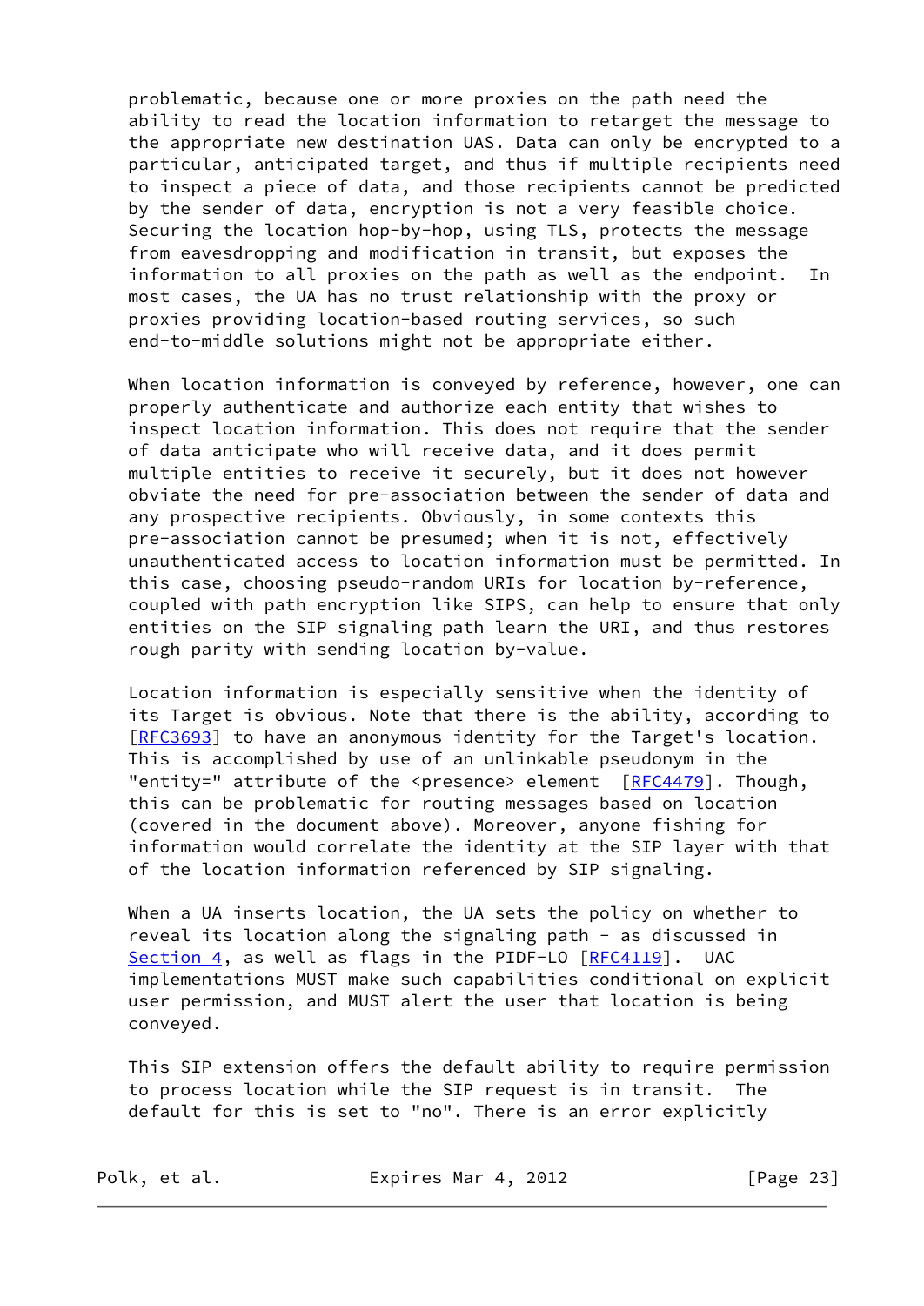problematic, because one or more proxies on the path need the ability to read the location information to retarget the message to the appropriate new destination UAS. Data can only be encrypted to a particular, anticipated target, and thus if multiple recipients need to inspect a piece of data, and those recipients cannot be predicted by the sender of data, encryption is not a very feasible choice. Securing the location hop-by-hop, using TLS, protects the message from eavesdropping and modification in transit, but exposes the information to all proxies on the path as well as the endpoint. In most cases, the UA has no trust relationship with the proxy or proxies providing location-based routing services, so such end-to-middle solutions might not be appropriate either.

When location information is conveyed by reference, however, one can properly authenticate and authorize each entity that wishes to inspect location information. This does not require that the sender of data anticipate who will receive data, and it does permit multiple entities to receive it securely, but it does not however obviate the need for pre-association between the sender of data and any prospective recipients. Obviously, in some contexts this pre-association cannot be presumed; when it is not, effectively unauthenticated access to location information must be permitted. In this case, choosing pseudo-random URIs for location by-reference, coupled with path encryption like SIPS, can help to ensure that only entities on the SIP signaling path learn the URI, and thus restores rough parity with sending location by-value.

Location information is especially sensitive when the identity of its Target is obvious. Note that there is the ability, according to [RFC3693] to have an anonymous identity for the Target's location. This is accomplished by use of an unlinkable pseudonym in the "entity=" attribute of the <presence> element [RFC4479]. Though, this can be problematic for routing messages based on location (covered in the document above). Moreover, anyone fishing for information would correlate the identity at the SIP layer with that of the location information referenced by SIP signaling.

When a UA inserts location, the UA sets the policy on whether to reveal its location along the signaling path - as discussed in Section 4, as well as flags in the PIDF-LO [RFC4119]. UAC implementations MUST make such capabilities conditional on explicit user permission, and MUST alert the user that location is being conveyed.

This SIP extension offers the default ability to require permission to process location while the SIP request is in transit. The default for this is set to "no". There is an error explicitly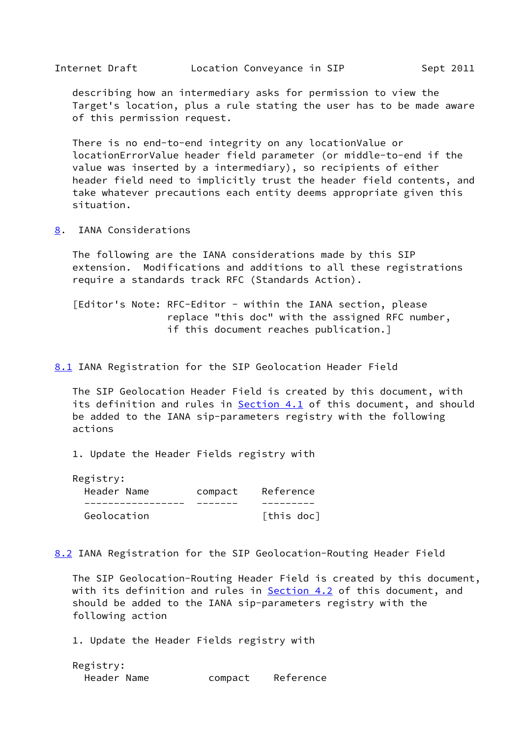describing how an intermediary asks for permission to view the Target's location, plus a rule stating the user has to be made aware of this permission request.

There is no end-to-end integrity on any locationValue or locationErrorValue header field parameter (or middle-to-end if the value was inserted by a intermediary), so recipients of either header field need to implicitly trust the header field contents, and take whatever precautions each entity deems appropriate given this situation.

## 8. IANA Considerations

The following are the IANA considerations made by this SIP extension. Modifications and additions to all these registrations require a standards track RFC (Standards Action).

```
[Editor's Note: RFC-Editor - within the IANA section, please
                replace "this doc" with the assigned RFC number,
                if this document reaches publication.]
```

### 8.1 IANA Registration for the SIP Geolocation Header Field

The SIP Geolocation Header Field is created by this document, with its definition and rules in Section 4.1 of this document, and should be added to the IANA sip-parameters registry with the following actions

1. Update the Header Fields registry with

```
Registry:
  Header Name        compact    Reference
  -----------------  -------    ---------
  Geolocation                   [this doc]
```

### 8.2 IANA Registration for the SIP Geolocation-Routing Header Field

The SIP Geolocation-Routing Header Field is created by this document, with its definition and rules in Section 4.2 of this document, and should be added to the IANA sip-parameters registry with the following action

1. Update the Header Fields registry with

```
Registry:
  Header Name          compact    Reference
```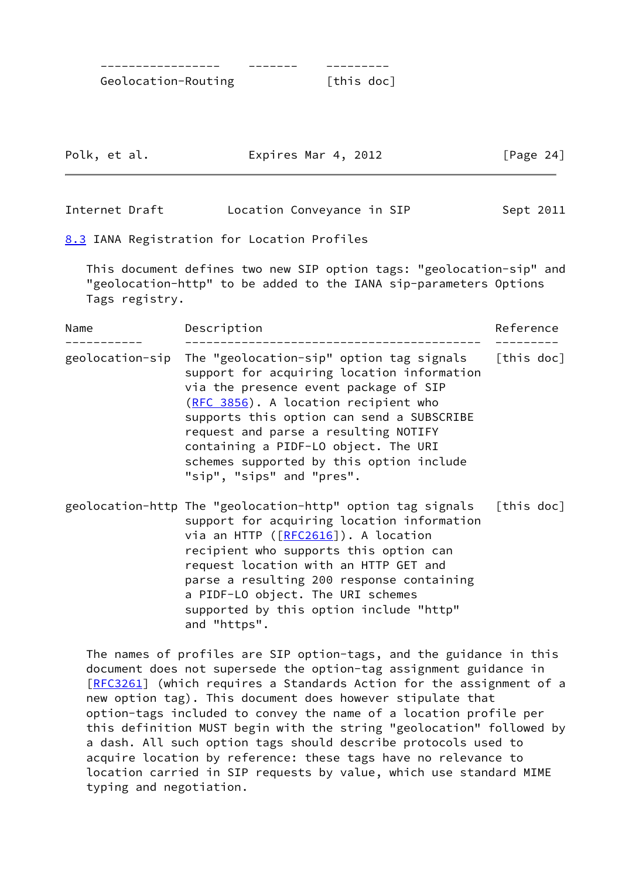| ----------------- | ------- | --------- |
| --- | --- | --- |
| Geolocation-Routing | | [this doc] |

## 8.3 IANA Registration for Location Profiles

This document defines two new SIP option tags: "geolocation-sip" and "geolocation-http" to be added to the IANA sip-parameters Options Tags registry.

| Name | Description | Reference |
| --- | --- | --- |
| geolocation-sip | The "geolocation-sip" option tag signals support for acquiring location information via the presence event package of SIP (RFC 3856). A location recipient who supports this option can send a SUBSCRIBE request and parse a resulting NOTIFY containing a PIDF-LO object. The URI schemes supported by this option include "sip", "sips" and "pres". | [this doc] |
| geolocation-http | The "geolocation-http" option tag signals support for acquiring location information via an HTTP ([RFC2616]). A location recipient who supports this option can request location with an HTTP GET and parse a resulting 200 response containing a PIDF-LO object. The URI schemes supported by this option include "http" and "https". | [this doc] |

The names of profiles are SIP option-tags, and the guidance in this document does not supersede the option-tag assignment guidance in [RFC3261] (which requires a Standards Action for the assignment of a new option tag). This document does however stipulate that option-tags included to convey the name of a location profile per this definition MUST begin with the string "geolocation" followed by a dash. All such option tags should describe protocols used to acquire location by reference: these tags have no relevance to location carried in SIP requests by value, which use standard MIME typing and negotiation.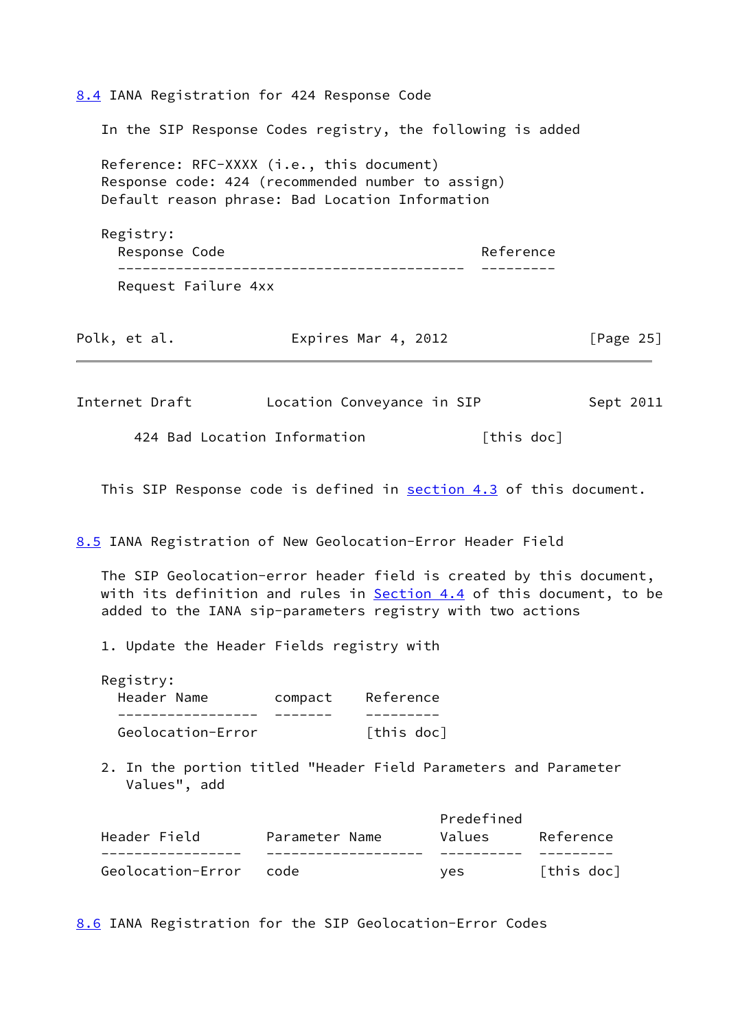## 8.4 IANA Registration for 424 Response Code

In the SIP Response Codes registry, the following is added

Reference: RFC-XXXX (i.e., this document)
Response code: 424 (recommended number to assign)
Default reason phrase: Bad Location Information

Registry:

| Response Code | Reference |
| --- | --- |
| Request Failure 4xx | |
| 424 Bad Location Information | [this doc] |

This SIP Response code is defined in section 4.3 of this document.

## 8.5 IANA Registration of New Geolocation-Error Header Field

The SIP Geolocation-error header field is created by this document, with its definition and rules in Section 4.4 of this document, to be added to the IANA sip-parameters registry with two actions

1. Update the Header Fields registry with

Registry:

| Header Name | compact | Reference |
| --- | --- | --- |
| Geolocation-Error | | [this doc] |

2. In the portion titled "Header Field Parameters and Parameter Values", add

| Header Field | Parameter Name | Predefined Values | Reference |
| --- | --- | --- | --- |
| Geolocation-Error | code | yes | [this doc] |

## 8.6 IANA Registration for the SIP Geolocation-Error Codes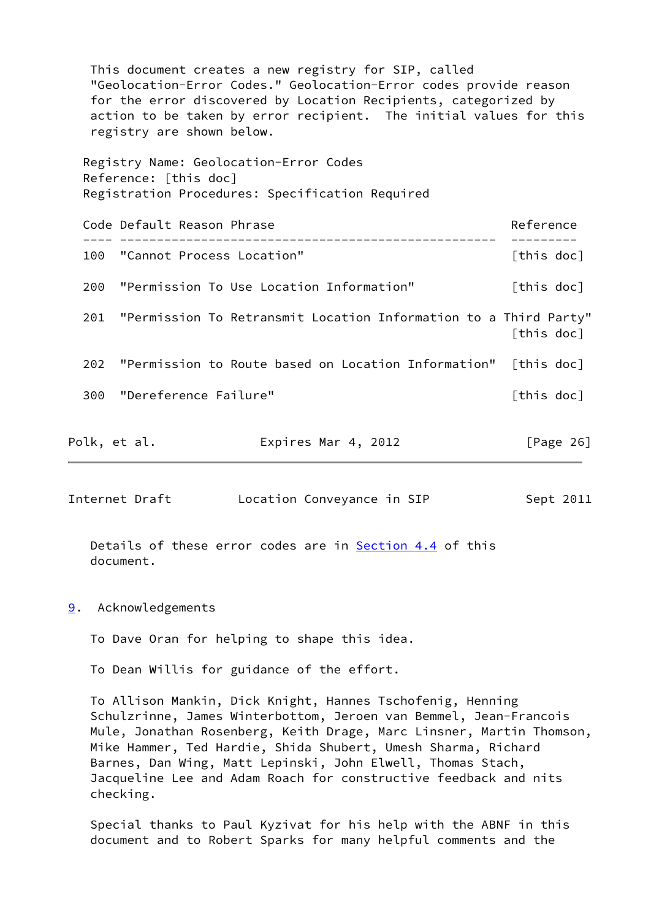This document creates a new registry for SIP, called "Geolocation-Error Codes." Geolocation-Error codes provide reason for the error discovered by Location Recipients, categorized by action to be taken by error recipient. The initial values for this registry are shown below.

Registry Name: Geolocation-Error Codes
Reference: [this doc]
Registration Procedures: Specification Required

| Code | Default Reason Phrase | Reference |
| --- | --- | --- |
| 100 | "Cannot Process Location" | [this doc] |
| 200 | "Permission To Use Location Information" | [this doc] |
| 201 | "Permission To Retransmit Location Information to a Third Party" | [this doc] |
| 202 | "Permission to Route based on Location Information" | [this doc] |
| 300 | "Dereference Failure" | [this doc] |

Details of these error codes are in Section 4.4 of this document.

## 9. Acknowledgements

To Dave Oran for helping to shape this idea.

To Dean Willis for guidance of the effort.

To Allison Mankin, Dick Knight, Hannes Tschofenig, Henning Schulzrinne, James Winterbottom, Jeroen van Bemmel, Jean-Francois Mule, Jonathan Rosenberg, Keith Drage, Marc Linsner, Martin Thomson, Mike Hammer, Ted Hardie, Shida Shubert, Umesh Sharma, Richard Barnes, Dan Wing, Matt Lepinski, John Elwell, Thomas Stach, Jacqueline Lee and Adam Roach for constructive feedback and nits checking.

Special thanks to Paul Kyzivat for his help with the ABNF in this document and to Robert Sparks for many helpful comments and the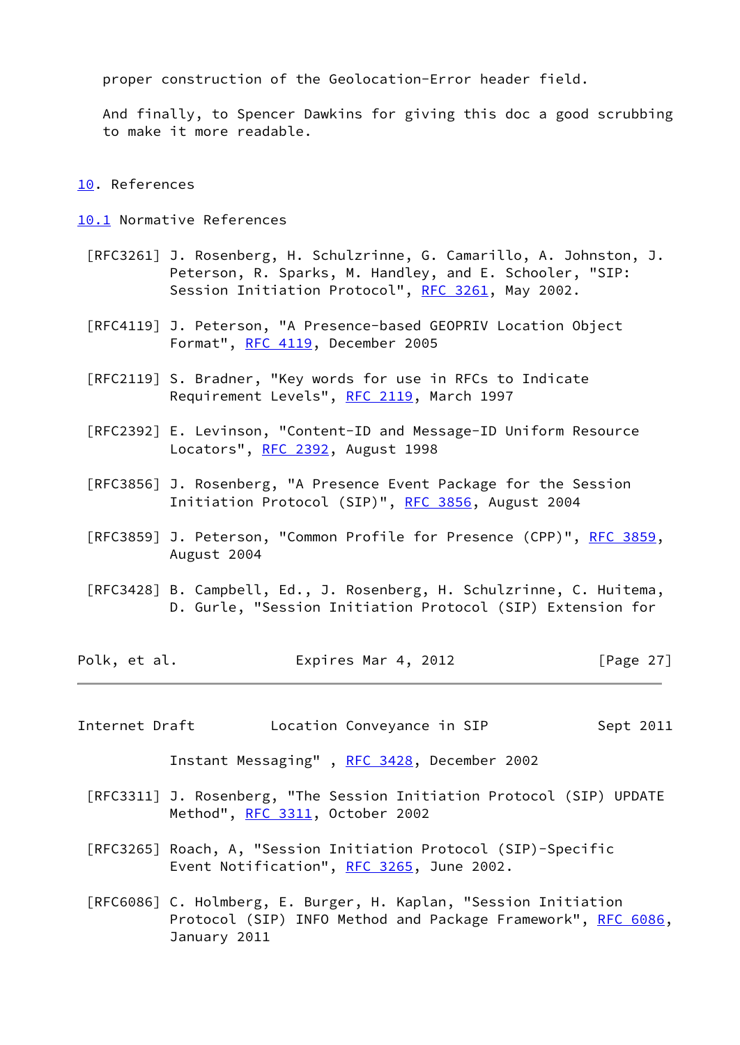proper construction of the Geolocation-Error header field.

And finally, to Spencer Dawkins for giving this doc a good scrubbing to make it more readable.

# 10. References

## 10.1 Normative References

[RFC3261] J. Rosenberg, H. Schulzrinne, G. Camarillo, A. Johnston, J. Peterson, R. Sparks, M. Handley, and E. Schooler, "SIP: Session Initiation Protocol", RFC 3261, May 2002.

[RFC4119] J. Peterson, "A Presence-based GEOPRIV Location Object Format", RFC 4119, December 2005

[RFC2119] S. Bradner, "Key words for use in RFCs to Indicate Requirement Levels", RFC 2119, March 1997

[RFC2392] E. Levinson, "Content-ID and Message-ID Uniform Resource Locators", RFC 2392, August 1998

[RFC3856] J. Rosenberg, "A Presence Event Package for the Session Initiation Protocol (SIP)", RFC 3856, August 2004

[RFC3859] J. Peterson, "Common Profile for Presence (CPP)", RFC 3859, August 2004

[RFC3428] B. Campbell, Ed., J. Rosenberg, H. Schulzrinne, C. Huitema, D. Gurle, "Session Initiation Protocol (SIP) Extension for Instant Messaging" , RFC 3428, December 2002

[RFC3311] J. Rosenberg, "The Session Initiation Protocol (SIP) UPDATE Method", RFC 3311, October 2002

[RFC3265] Roach, A, "Session Initiation Protocol (SIP)-Specific Event Notification", RFC 3265, June 2002.

[RFC6086] C. Holmberg, E. Burger, H. Kaplan, "Session Initiation Protocol (SIP) INFO Method and Package Framework", RFC 6086, January 2011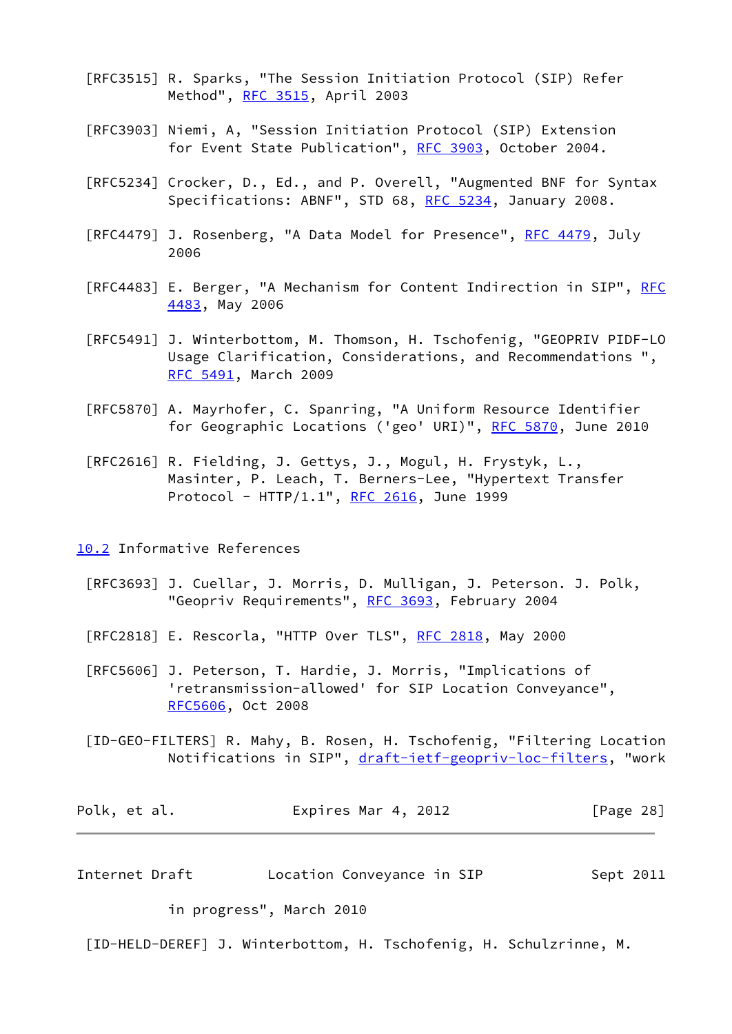[RFC3515] R. Sparks, "The Session Initiation Protocol (SIP) Refer Method", RFC 3515, April 2003

[RFC3903] Niemi, A, "Session Initiation Protocol (SIP) Extension for Event State Publication", RFC 3903, October 2004.

[RFC5234] Crocker, D., Ed., and P. Overell, "Augmented BNF for Syntax Specifications: ABNF", STD 68, RFC 5234, January 2008.

[RFC4479] J. Rosenberg, "A Data Model for Presence", RFC 4479, July 2006

[RFC4483] E. Berger, "A Mechanism for Content Indirection in SIP", RFC 4483, May 2006

[RFC5491] J. Winterbottom, M. Thomson, H. Tschofenig, "GEOPRIV PIDF-LO Usage Clarification, Considerations, and Recommendations ", RFC 5491, March 2009

[RFC5870] A. Mayrhofer, C. Spanring, "A Uniform Resource Identifier for Geographic Locations ('geo' URI)", RFC 5870, June 2010

[RFC2616] R. Fielding, J. Gettys, J., Mogul, H. Frystyk, L., Masinter, P. Leach, T. Berners-Lee, "Hypertext Transfer Protocol - HTTP/1.1", RFC 2616, June 1999

## 10.2 Informative References

[RFC3693] J. Cuellar, J. Morris, D. Mulligan, J. Peterson. J. Polk, "Geopriv Requirements", RFC 3693, February 2004

[RFC2818] E. Rescorla, "HTTP Over TLS", RFC 2818, May 2000

[RFC5606] J. Peterson, T. Hardie, J. Morris, "Implications of 'retransmission-allowed' for SIP Location Conveyance", RFC5606, Oct 2008

[ID-GEO-FILTERS] R. Mahy, B. Rosen, H. Tschofenig, "Filtering Location Notifications in SIP", draft-ietf-geopriv-loc-filters, "work in progress", March 2010

[ID-HELD-DEREF] J. Winterbottom, H. Tschofenig, H. Schulzrinne, M.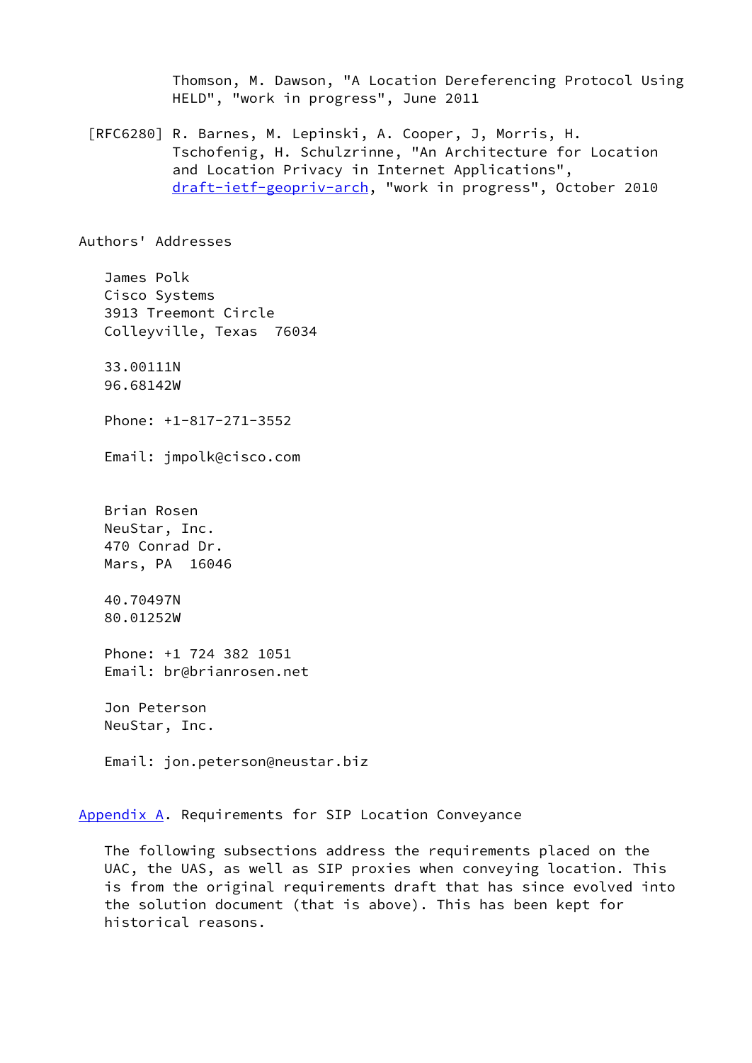Thomson, M. Dawson, "A Location Dereferencing Protocol Using HELD", "work in progress", June 2011

[RFC6280] R. Barnes, M. Lepinski, A. Cooper, J, Morris, H. Tschofenig, H. Schulzrinne, "An Architecture for Location and Location Privacy in Internet Applications", draft-ietf-geopriv-arch, "work in progress", October 2010

## Authors' Addresses

James Polk
Cisco Systems
3913 Treemont Circle
Colleyville, Texas 76034

33.00111N
96.68142W

Phone: +1-817-271-3552

Email: jmpolk@cisco.com

Brian Rosen
NeuStar, Inc.
470 Conrad Dr.
Mars, PA 16046

40.70497N
80.01252W

Phone: +1 724 382 1051
Email: br@brianrosen.net

Jon Peterson
NeuStar, Inc.

Email: jon.peterson@neustar.biz

## Appendix A. Requirements for SIP Location Conveyance

The following subsections address the requirements placed on the UAC, the UAS, as well as SIP proxies when conveying location. This is from the original requirements draft that has since evolved into the solution document (that is above). This has been kept for historical reasons.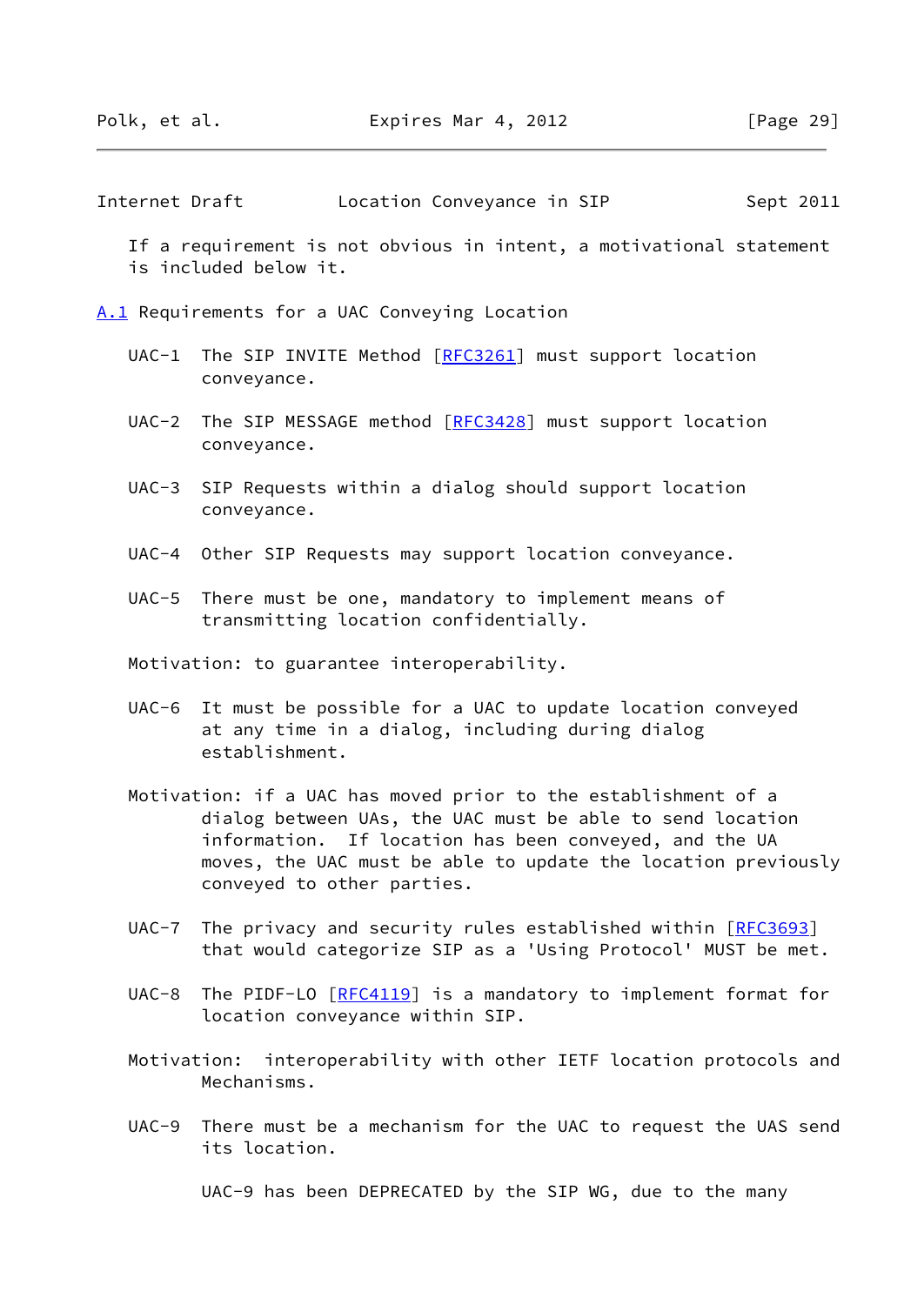If a requirement is not obvious in intent, a motivational statement is included below it.

## A.1 Requirements for a UAC Conveying Location

UAC-1 The SIP INVITE Method [RFC3261] must support location conveyance.

UAC-2 The SIP MESSAGE method [RFC3428] must support location conveyance.

UAC-3 SIP Requests within a dialog should support location conveyance.

UAC-4 Other SIP Requests may support location conveyance.

UAC-5 There must be one, mandatory to implement means of transmitting location confidentially.

Motivation: to guarantee interoperability.

UAC-6 It must be possible for a UAC to update location conveyed at any time in a dialog, including during dialog establishment.

Motivation: if a UAC has moved prior to the establishment of a dialog between UAs, the UAC must be able to send location information. If location has been conveyed, and the UA moves, the UAC must be able to update the location previously conveyed to other parties.

UAC-7 The privacy and security rules established within [RFC3693] that would categorize SIP as a 'Using Protocol' MUST be met.

UAC-8 The PIDF-LO [RFC4119] is a mandatory to implement format for location conveyance within SIP.

Motivation: interoperability with other IETF location protocols and Mechanisms.

UAC-9 There must be a mechanism for the UAC to request the UAS send its location.

UAC-9 has been DEPRECATED by the SIP WG, due to the many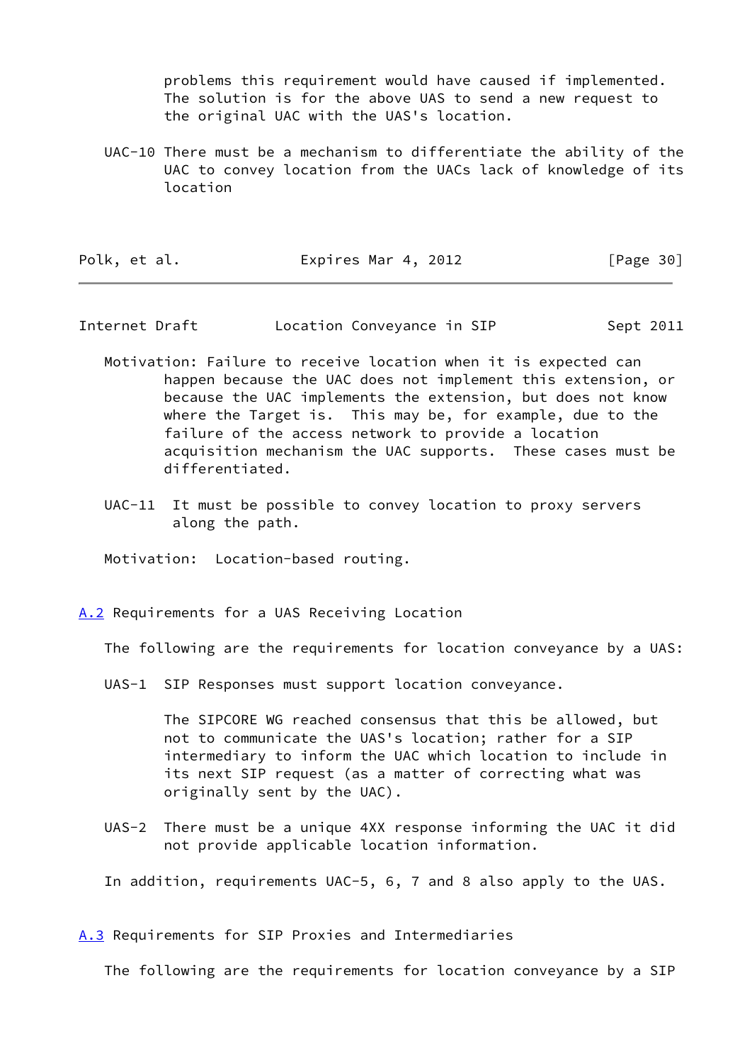problems this requirement would have caused if implemented. The solution is for the above UAS to send a new request to the original UAC with the UAS's location.

UAC-10 There must be a mechanism to differentiate the ability of the UAC to convey location from the UACs lack of knowledge of its location

Motivation: Failure to receive location when it is expected can happen because the UAC does not implement this extension, or because the UAC implements the extension, but does not know where the Target is. This may be, for example, due to the failure of the access network to provide a location acquisition mechanism the UAC supports. These cases must be differentiated.

UAC-11 It must be possible to convey location to proxy servers along the path.

Motivation: Location-based routing.

## A.2 Requirements for a UAS Receiving Location

The following are the requirements for location conveyance by a UAS:

UAS-1 SIP Responses must support location conveyance.

The SIPCORE WG reached consensus that this be allowed, but not to communicate the UAS's location; rather for a SIP intermediary to inform the UAC which location to include in its next SIP request (as a matter of correcting what was originally sent by the UAC).

UAS-2 There must be a unique 4XX response informing the UAC it did not provide applicable location information.

In addition, requirements UAC-5, 6, 7 and 8 also apply to the UAS.

## A.3 Requirements for SIP Proxies and Intermediaries

The following are the requirements for location conveyance by a SIP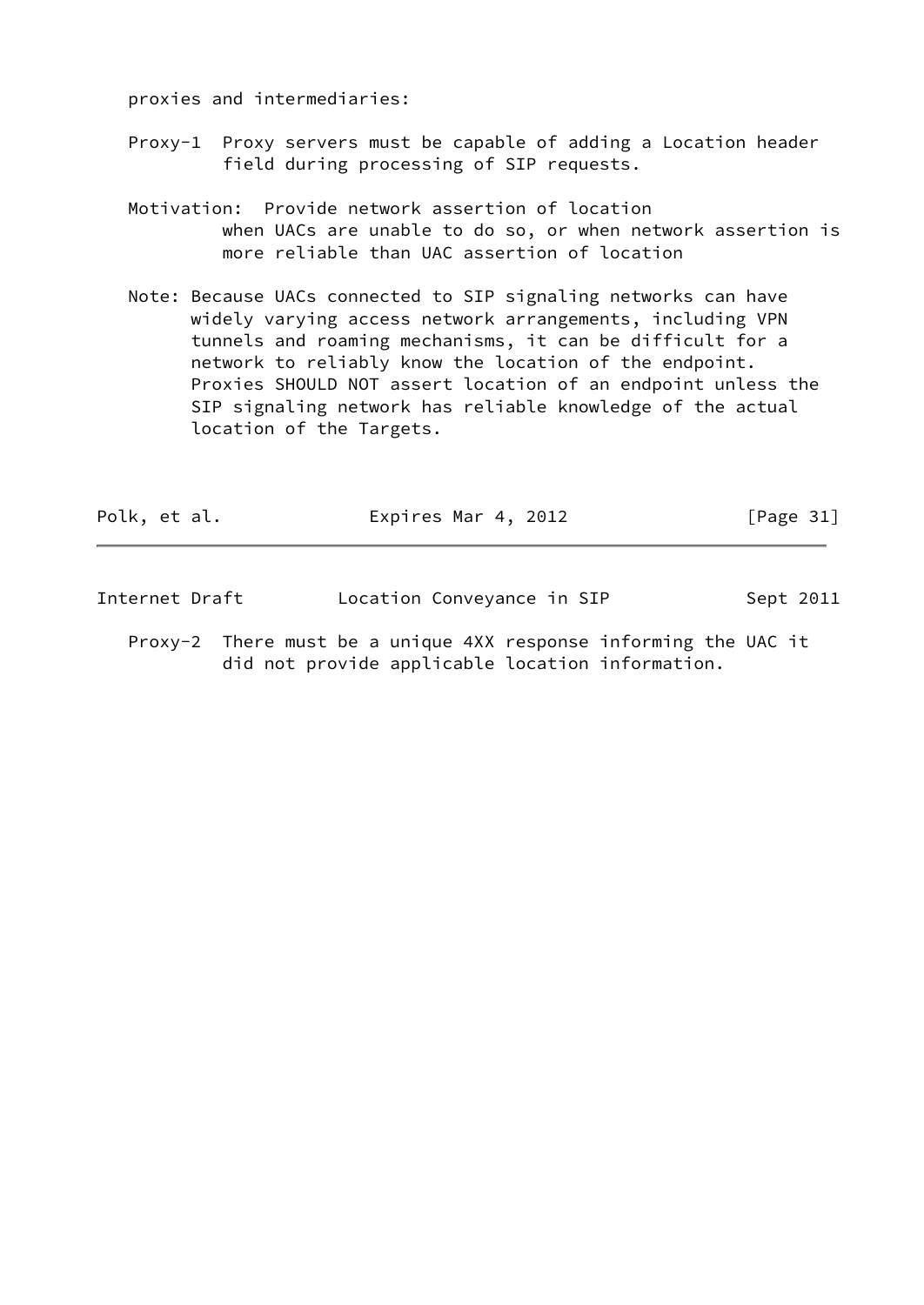proxies and intermediaries:

Proxy-1 Proxy servers must be capable of adding a Location header field during processing of SIP requests.

Motivation: Provide network assertion of location when UACs are unable to do so, or when network assertion is more reliable than UAC assertion of location

Note: Because UACs connected to SIP signaling networks can have widely varying access network arrangements, including VPN tunnels and roaming mechanisms, it can be difficult for a network to reliably know the location of the endpoint. Proxies SHOULD NOT assert location of an endpoint unless the SIP signaling network has reliable knowledge of the actual location of the Targets.

Proxy-2 There must be a unique 4XX response informing the UAC it did not provide applicable location information.